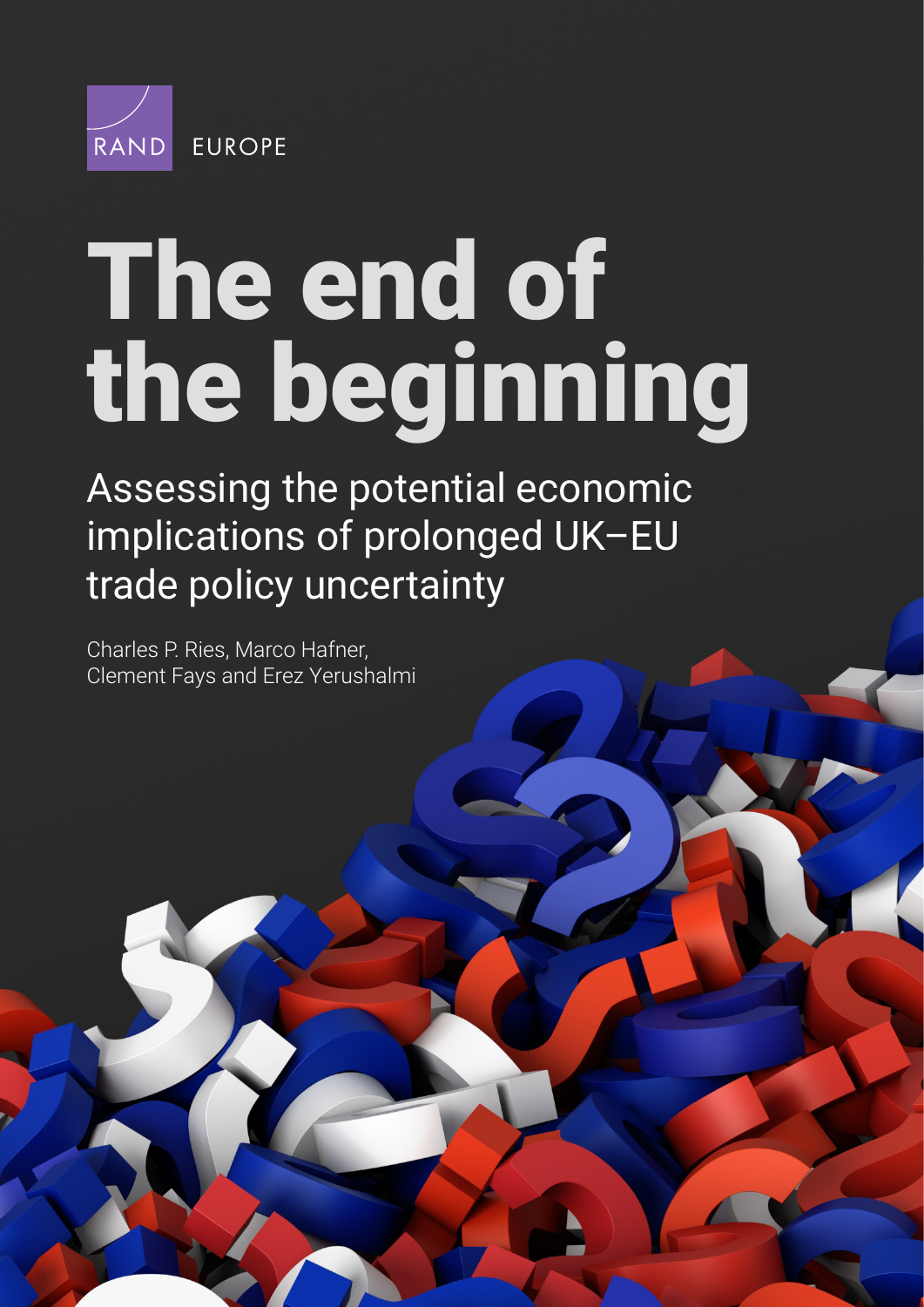RAND EUROPE

# The end of the beginning

## Assessing the potential economic implications of prolonged UK–EU trade policy uncertainty

Charles P. Ries, Marco Hafner, Clement Fays and Erez Yerushalmi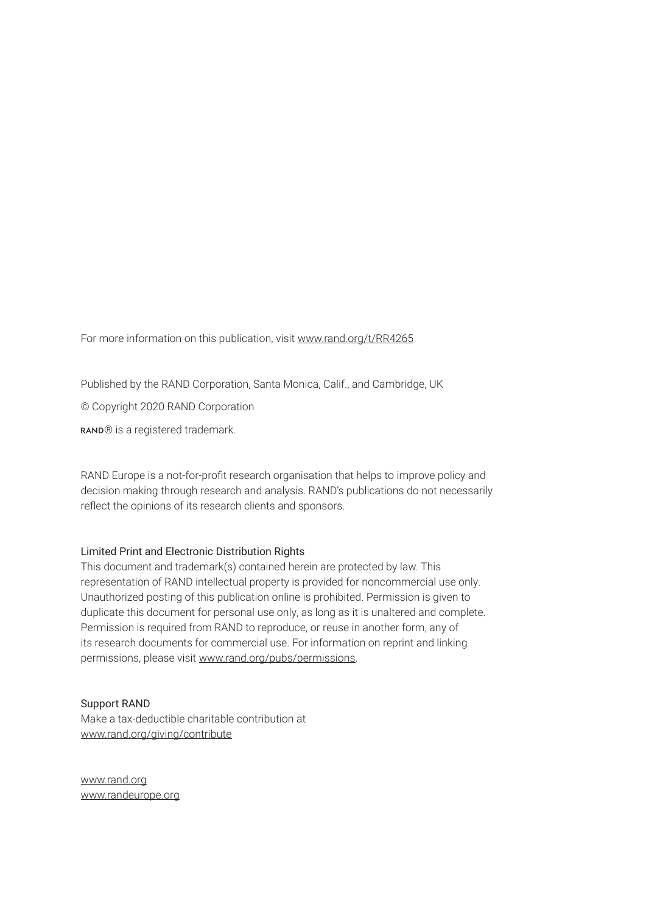For more information on this publication, visit www.rand.org/t/RR4265

Published by the RAND Corporation, Santa Monica, Calif., and Cambridge, UK

© Copyright 2020 RAND Corporation

RAND® is a registered trademark.

RAND Europe is a not-for-profit research organisation that helps to improve policy and decision making through research and analysis. RAND's publications do not necessarily reflect the opinions of its research clients and sponsors.

Limited Print and Electronic Distribution Rights

This document and trademark(s) contained herein are protected by law. This representation of RAND intellectual property is provided for noncommercial use only. Unauthorized posting of this publication online is prohibited. Permission is given to duplicate this document for personal use only, as long as it is unaltered and complete. Permission is required from RAND to reproduce, or reuse in another form, any of its research documents for commercial use. For information on reprint and linking permissions, please visit www.rand.org/pubs/permissions.

Support RAND

Make a tax-deductible charitable contribution at www.rand.org/giving/contribute

www.rand.org

www.randeurope.org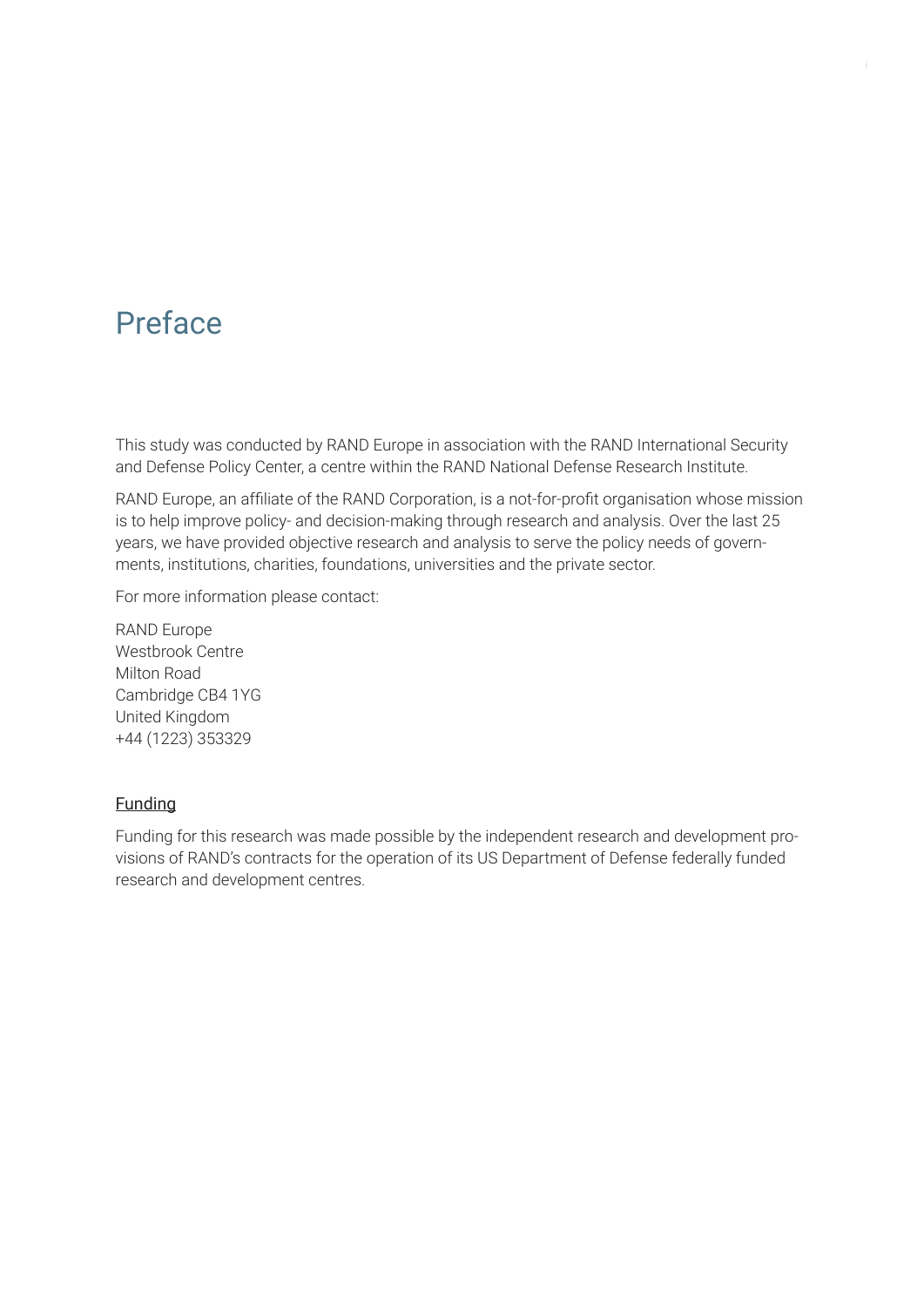# Preface

This study was conducted by RAND Europe in association with the RAND International Security and Defense Policy Center, a centre within the RAND National Defense Research Institute.

RAND Europe, an affiliate of the RAND Corporation, is a not-for-profit organisation whose mission is to help improve policy- and decision-making through research and analysis. Over the last 25 years, we have provided objective research and analysis to serve the policy needs of governments, institutions, charities, foundations, universities and the private sector.

For more information please contact:

RAND Europe
Westbrook Centre
Milton Road
Cambridge CB4 1YG
United Kingdom
+44 (1223) 353329

## Funding

Funding for this research was made possible by the independent research and development provisions of RAND's contracts for the operation of its US Department of Defense federally funded research and development centres.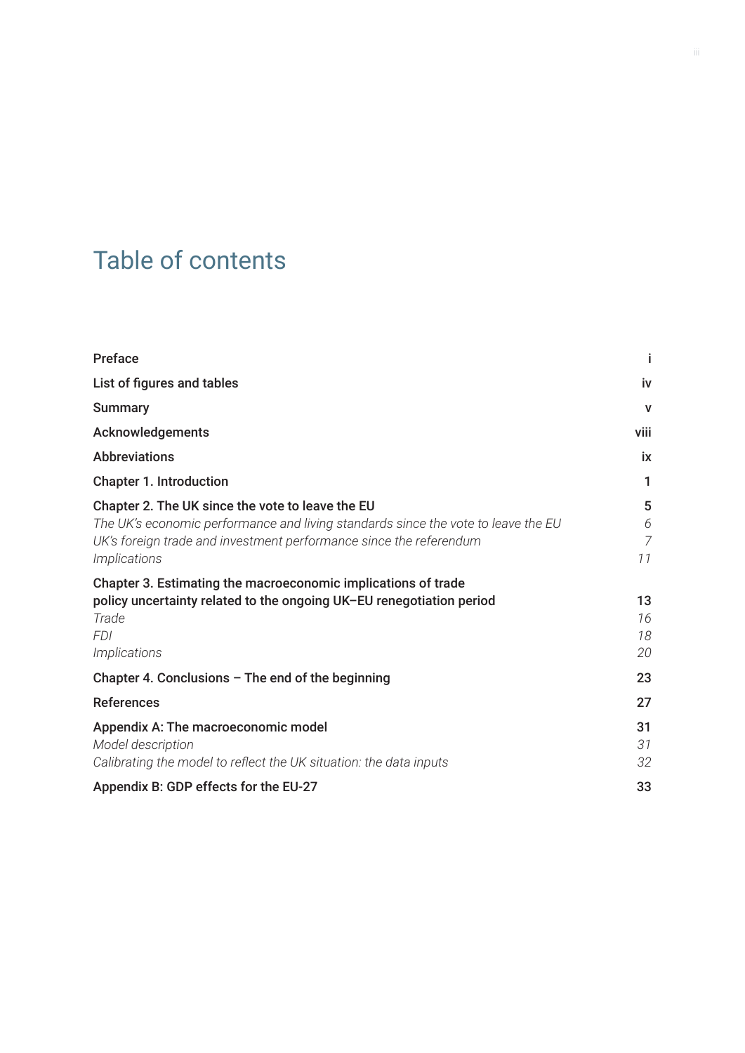# Table of contents

| | |
|---|---|
| **Preface** | **i** |
| **List of figures and tables** | **iv** |
| **Summary** | **v** |
| **Acknowledgements** | **viii** |
| **Abbreviations** | **ix** |
| **Chapter 1. Introduction** | **1** |
| **Chapter 2. The UK since the vote to leave the EU** | **5** |
| *The UK's economic performance and living standards since the vote to leave the EU* | *6* |
| *UK's foreign trade and investment performance since the referendum* | *7* |
| *Implications* | *11* |
| **Chapter 3. Estimating the macroeconomic implications of trade policy uncertainty related to the ongoing UK–EU renegotiation period** | **13** |
| *Trade* | *16* |
| *FDI* | *18* |
| *Implications* | *20* |
| **Chapter 4. Conclusions – The end of the beginning** | **23** |
| **References** | **27** |
| **Appendix A: The macroeconomic model** | **31** |
| *Model description* | *31* |
| *Calibrating the model to reflect the UK situation: the data inputs* | *32* |
| **Appendix B: GDP effects for the EU-27** | **33** |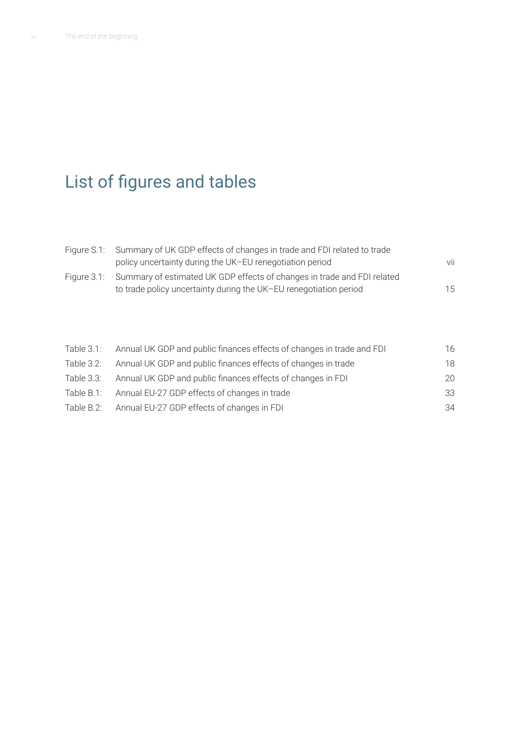# List of figures and tables

| | | |
|---|---|---|
| Figure S.1: | Summary of UK GDP effects of changes in trade and FDI related to trade policy uncertainty during the UK–EU renegotiation period | vii |
| Figure 3.1: | Summary of estimated UK GDP effects of changes in trade and FDI related to trade policy uncertainty during the UK–EU renegotiation period | 15 |

| | | |
|---|---|---|
| Table 3.1: | Annual UK GDP and public finances effects of changes in trade and FDI | 16 |
| Table 3.2: | Annual UK GDP and public finances effects of changes in trade | 18 |
| Table 3.3: | Annual UK GDP and public finances effects of changes in FDI | 20 |
| Table B.1: | Annual EU-27 GDP effects of changes in trade | 33 |
| Table B.2: | Annual EU-27 GDP effects of changes in FDI | 34 |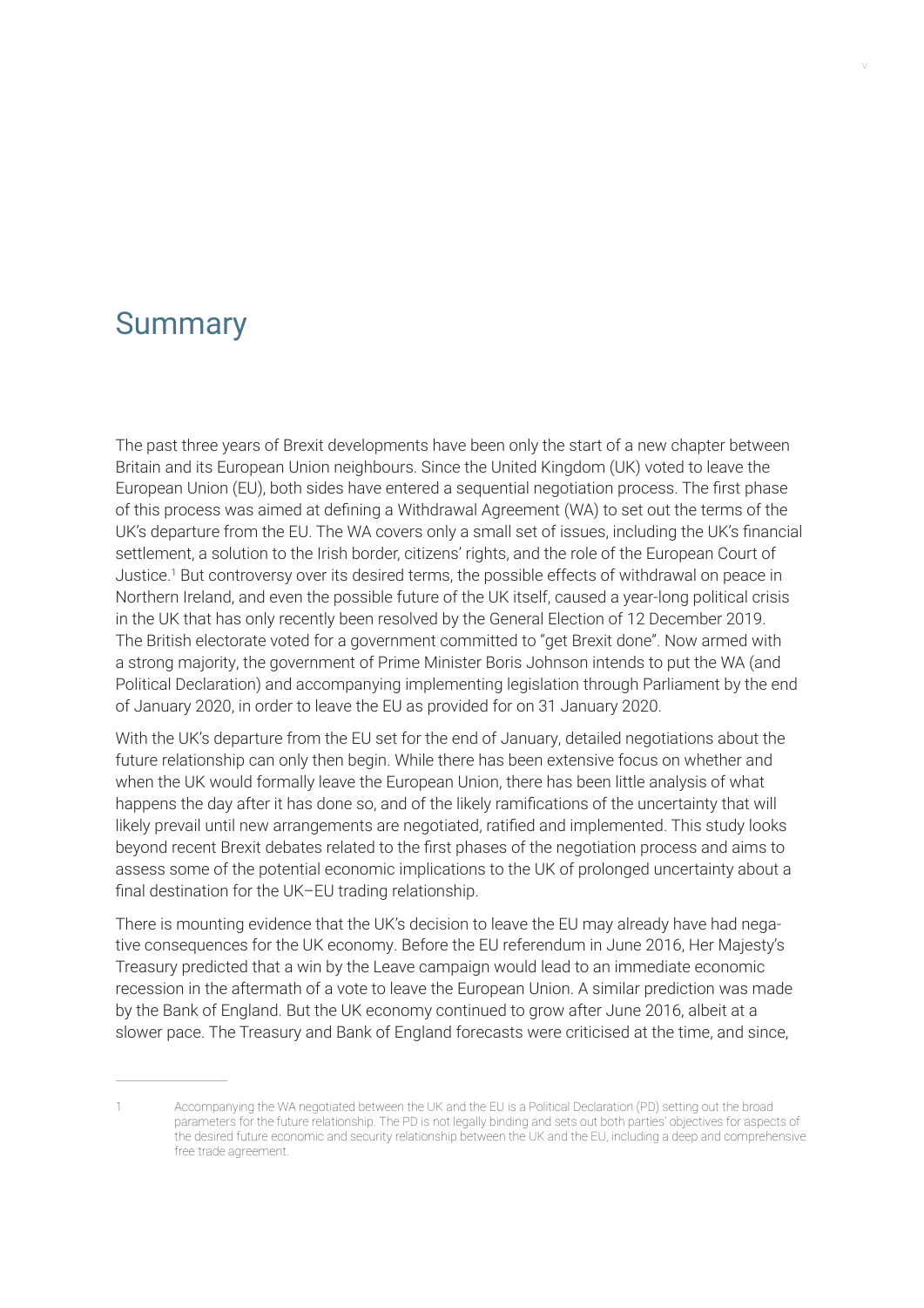# Summary

The past three years of Brexit developments have been only the start of a new chapter between Britain and its European Union neighbours. Since the United Kingdom (UK) voted to leave the European Union (EU), both sides have entered a sequential negotiation process. The first phase of this process was aimed at defining a Withdrawal Agreement (WA) to set out the terms of the UK's departure from the EU. The WA covers only a small set of issues, including the UK's financial settlement, a solution to the Irish border, citizens' rights, and the role of the European Court of Justice.[1] But controversy over its desired terms, the possible effects of withdrawal on peace in Northern Ireland, and even the possible future of the UK itself, caused a year-long political crisis in the UK that has only recently been resolved by the General Election of 12 December 2019. The British electorate voted for a government committed to "get Brexit done". Now armed with a strong majority, the government of Prime Minister Boris Johnson intends to put the WA (and Political Declaration) and accompanying implementing legislation through Parliament by the end of January 2020, in order to leave the EU as provided for on 31 January 2020.

With the UK's departure from the EU set for the end of January, detailed negotiations about the future relationship can only then begin. While there has been extensive focus on whether and when the UK would formally leave the European Union, there has been little analysis of what happens the day after it has done so, and of the likely ramifications of the uncertainty that will likely prevail until new arrangements are negotiated, ratified and implemented. This study looks beyond recent Brexit debates related to the first phases of the negotiation process and aims to assess some of the potential economic implications to the UK of prolonged uncertainty about a final destination for the UK–EU trading relationship.

There is mounting evidence that the UK's decision to leave the EU may already have had negative consequences for the UK economy. Before the EU referendum in June 2016, Her Majesty's Treasury predicted that a win by the Leave campaign would lead to an immediate economic recession in the aftermath of a vote to leave the European Union. A similar prediction was made by the Bank of England. But the UK economy continued to grow after June 2016, albeit at a slower pace. The Treasury and Bank of England forecasts were criticised at the time, and since,

---

1 Accompanying the WA negotiated between the UK and the EU is a Political Declaration (PD) setting out the broad parameters for the future relationship. The PD is not legally binding and sets out both parties' objectives for aspects of the desired future economic and security relationship between the UK and the EU, including a deep and comprehensive free trade agreement.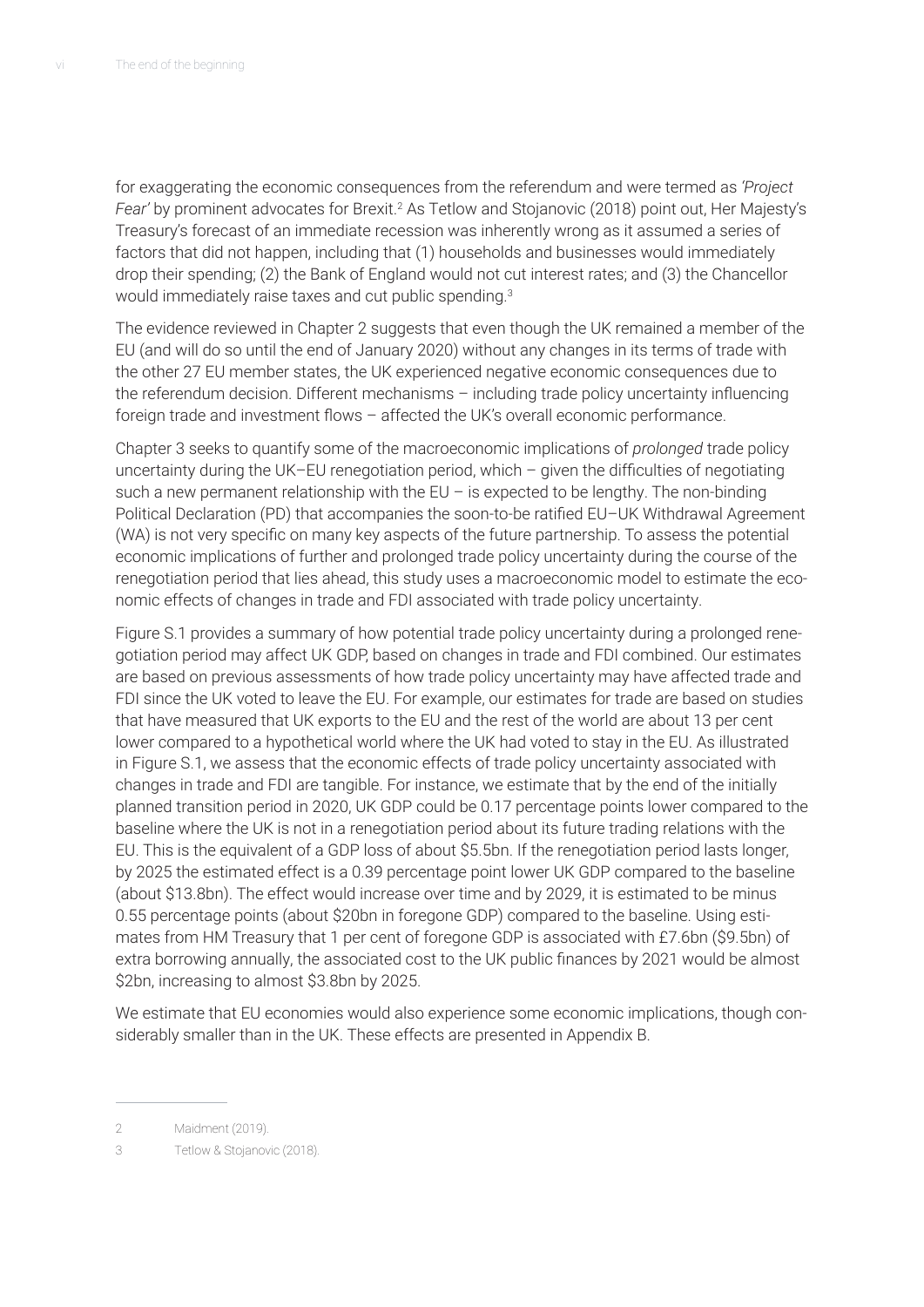for exaggerating the economic consequences from the referendum and were termed as *'Project Fear'* by prominent advocates for Brexit.[2] As Tetlow and Stojanovic (2018) point out, Her Majesty's Treasury's forecast of an immediate recession was inherently wrong as it assumed a series of factors that did not happen, including that (1) households and businesses would immediately drop their spending; (2) the Bank of England would not cut interest rates; and (3) the Chancellor would immediately raise taxes and cut public spending.[3]

The evidence reviewed in Chapter 2 suggests that even though the UK remained a member of the EU (and will do so until the end of January 2020) without any changes in its terms of trade with the other 27 EU member states, the UK experienced negative economic consequences due to the referendum decision. Different mechanisms – including trade policy uncertainty influencing foreign trade and investment flows – affected the UK's overall economic performance.

Chapter 3 seeks to quantify some of the macroeconomic implications of *prolonged* trade policy uncertainty during the UK–EU renegotiation period, which – given the difficulties of negotiating such a new permanent relationship with the EU – is expected to be lengthy. The non-binding Political Declaration (PD) that accompanies the soon-to-be ratified EU–UK Withdrawal Agreement (WA) is not very specific on many key aspects of the future partnership. To assess the potential economic implications of further and prolonged trade policy uncertainty during the course of the renegotiation period that lies ahead, this study uses a macroeconomic model to estimate the economic effects of changes in trade and FDI associated with trade policy uncertainty.

Figure S.1 provides a summary of how potential trade policy uncertainty during a prolonged renegotiation period may affect UK GDP, based on changes in trade and FDI combined. Our estimates are based on previous assessments of how trade policy uncertainty may have affected trade and FDI since the UK voted to leave the EU. For example, our estimates for trade are based on studies that have measured that UK exports to the EU and the rest of the world are about 13 per cent lower compared to a hypothetical world where the UK had voted to stay in the EU. As illustrated in Figure S.1, we assess that the economic effects of trade policy uncertainty associated with changes in trade and FDI are tangible. For instance, we estimate that by the end of the initially planned transition period in 2020, UK GDP could be 0.17 percentage points lower compared to the baseline where the UK is not in a renegotiation period about its future trading relations with the EU. This is the equivalent of a GDP loss of about \$5.5bn. If the renegotiation period lasts longer, by 2025 the estimated effect is a 0.39 percentage point lower UK GDP compared to the baseline (about \$13.8bn). The effect would increase over time and by 2029, it is estimated to be minus 0.55 percentage points (about \$20bn in foregone GDP) compared to the baseline. Using estimates from HM Treasury that 1 per cent of foregone GDP is associated with £7.6bn (\$9.5bn) of extra borrowing annually, the associated cost to the UK public finances by 2021 would be almost \$2bn, increasing to almost \$3.8bn by 2025.

We estimate that EU economies would also experience some economic implications, though considerably smaller than in the UK. These effects are presented in Appendix B.

---

2 Maidment (2019).

3 Tetlow & Stojanovic (2018).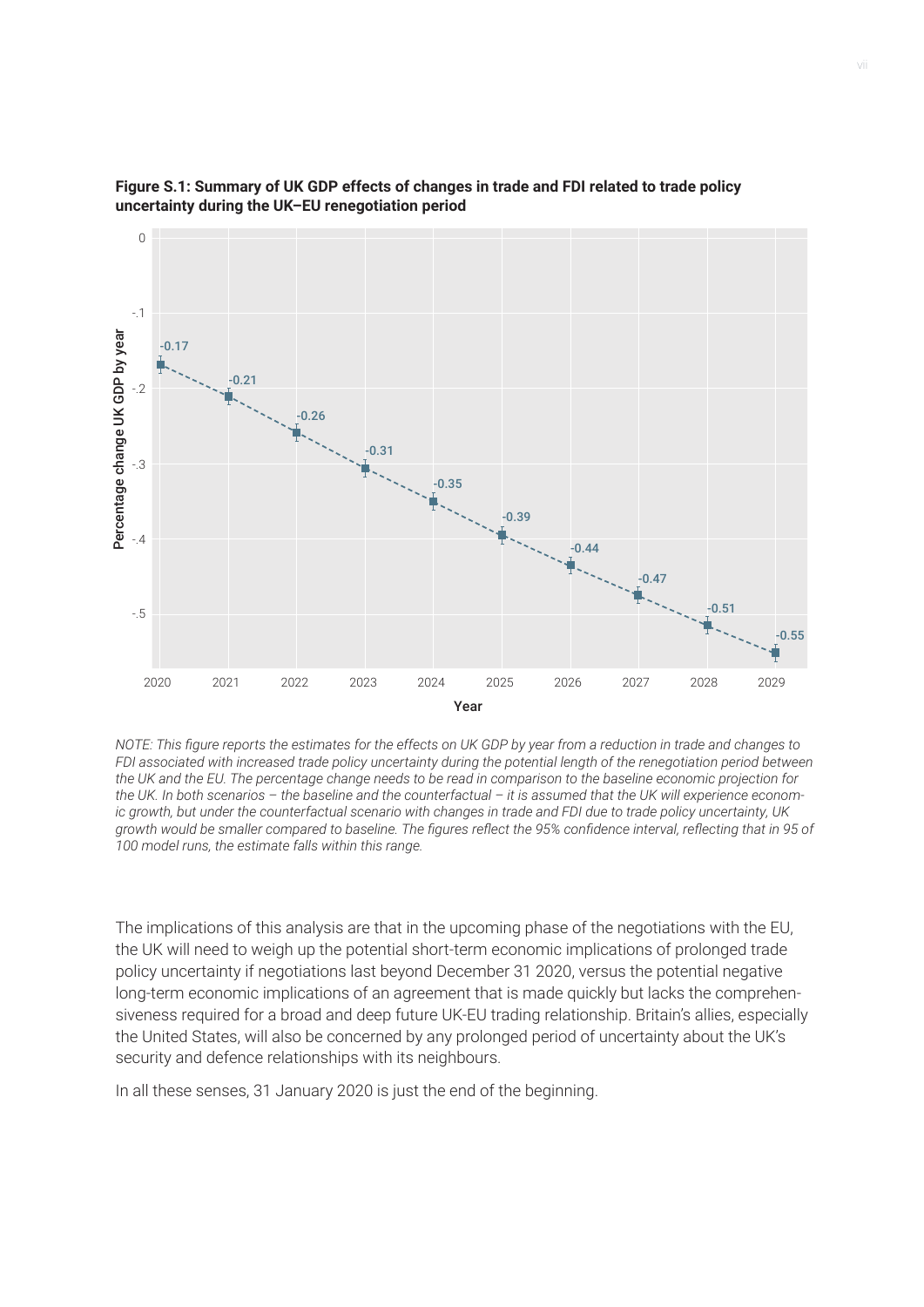**Figure S.1: Summary of UK GDP effects of changes in trade and FDI related to trade policy uncertainty during the UK–EU renegotiation period**

| Year | Percentage change UK GDP by year |
|---|---|
| 2020 | -0.17 |
| 2021 | -0.21 |
| 2022 | -0.26 |
| 2023 | -0.31 |
| 2024 | -0.35 |
| 2025 | -0.39 |
| 2026 | -0.44 |
| 2027 | -0.47 |
| 2028 | -0.51 |
| 2029 | -0.55 |

*NOTE: This figure reports the estimates for the effects on UK GDP by year from a reduction in trade and changes to FDI associated with increased trade policy uncertainty during the potential length of the renegotiation period between the UK and the EU. The percentage change needs to be read in comparison to the baseline economic projection for the UK. In both scenarios – the baseline and the counterfactual – it is assumed that the UK will experience economic growth, but under the counterfactual scenario with changes in trade and FDI due to trade policy uncertainty, UK growth would be smaller compared to baseline. The figures reflect the 95% confidence interval, reflecting that in 95 of 100 model runs, the estimate falls within this range.*

The implications of this analysis are that in the upcoming phase of the negotiations with the EU, the UK will need to weigh up the potential short-term economic implications of prolonged trade policy uncertainty if negotiations last beyond December 31 2020, versus the potential negative long-term economic implications of an agreement that is made quickly but lacks the comprehensiveness required for a broad and deep future UK-EU trading relationship. Britain's allies, especially the United States, will also be concerned by any prolonged period of uncertainty about the UK's security and defence relationships with its neighbours.

In all these senses, 31 January 2020 is just the end of the beginning.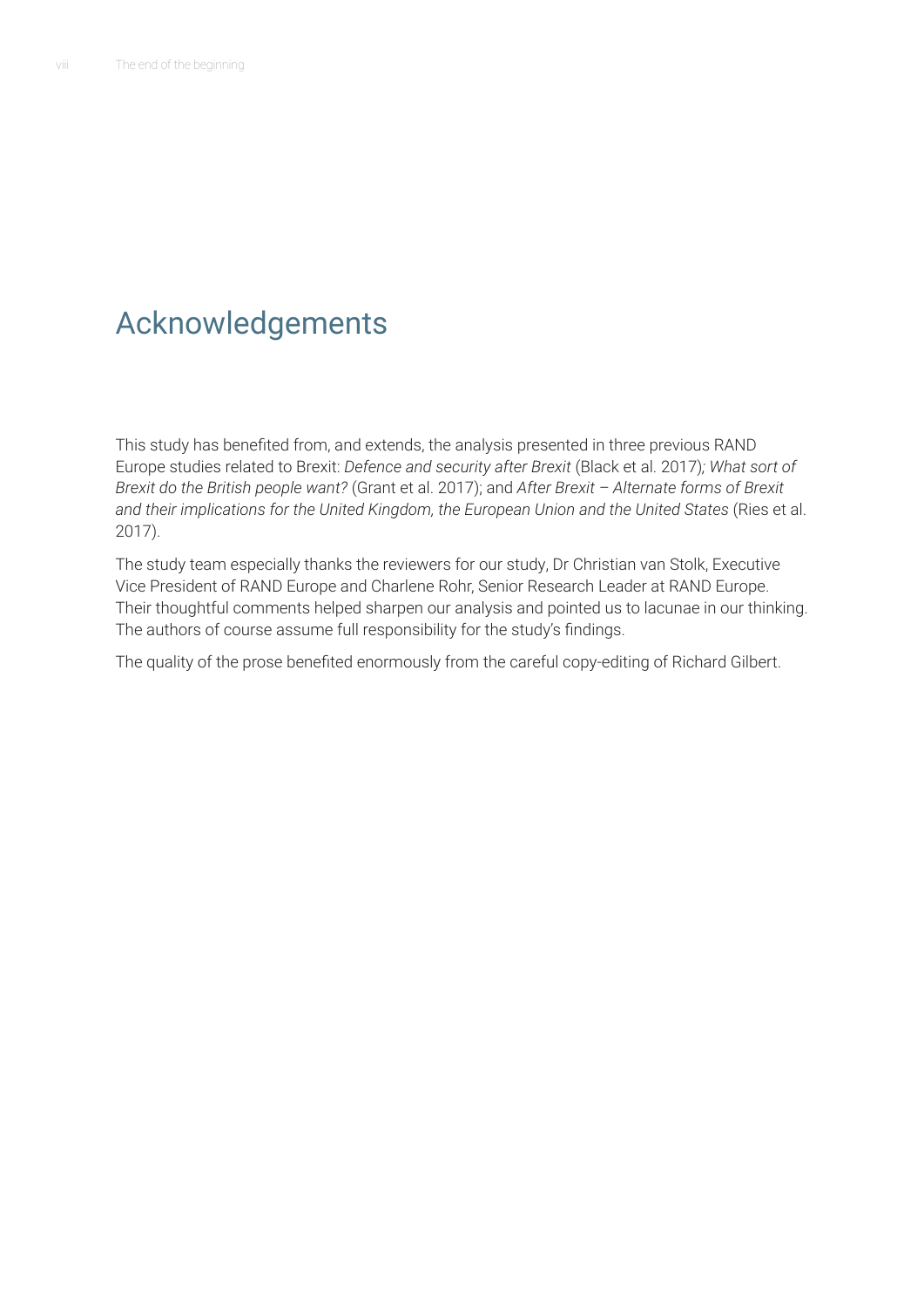# Acknowledgements

This study has benefited from, and extends, the analysis presented in three previous RAND Europe studies related to Brexit: *Defence and security after Brexit* (Black et al. 2017)*; What sort of Brexit do the British people want?* (Grant et al. 2017); and *After Brexit – Alternate forms of Brexit and their implications for the United Kingdom, the European Union and the United States* (Ries et al. 2017).

The study team especially thanks the reviewers for our study, Dr Christian van Stolk, Executive Vice President of RAND Europe and Charlene Rohr, Senior Research Leader at RAND Europe. Their thoughtful comments helped sharpen our analysis and pointed us to lacunae in our thinking. The authors of course assume full responsibility for the study's findings.

The quality of the prose benefited enormously from the careful copy-editing of Richard Gilbert.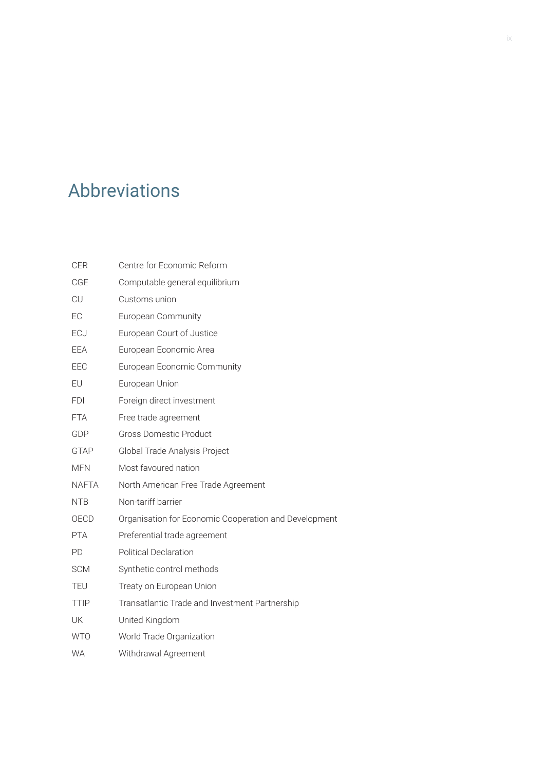# Abbreviations

| | |
|---|---|
| CER | Centre for Economic Reform |
| CGE | Computable general equilibrium |
| CU | Customs union |
| EC | European Community |
| ECJ | European Court of Justice |
| EEA | European Economic Area |
| EEC | European Economic Community |
| EU | European Union |
| FDI | Foreign direct investment |
| FTA | Free trade agreement |
| GDP | Gross Domestic Product |
| GTAP | Global Trade Analysis Project |
| MFN | Most favoured nation |
| NAFTA | North American Free Trade Agreement |
| NTB | Non-tariff barrier |
| OECD | Organisation for Economic Cooperation and Development |
| PTA | Preferential trade agreement |
| PD | Political Declaration |
| SCM | Synthetic control methods |
| TEU | Treaty on European Union |
| TTIP | Transatlantic Trade and Investment Partnership |
| UK | United Kingdom |
| WTO | World Trade Organization |
| WA | Withdrawal Agreement |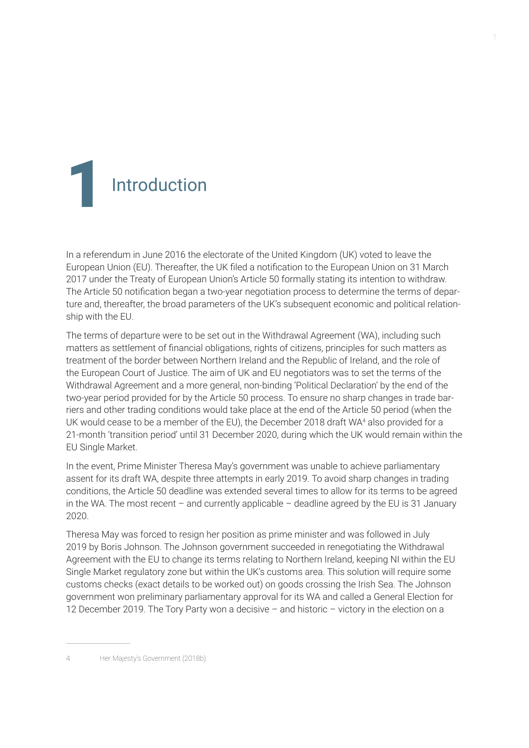# 1 Introduction

In a referendum in June 2016 the electorate of the United Kingdom (UK) voted to leave the European Union (EU). Thereafter, the UK filed a notification to the European Union on 31 March 2017 under the Treaty of European Union's Article 50 formally stating its intention to withdraw. The Article 50 notification began a two-year negotiation process to determine the terms of departure and, thereafter, the broad parameters of the UK's subsequent economic and political relationship with the EU.

The terms of departure were to be set out in the Withdrawal Agreement (WA), including such matters as settlement of financial obligations, rights of citizens, principles for such matters as treatment of the border between Northern Ireland and the Republic of Ireland, and the role of the European Court of Justice. The aim of UK and EU negotiators was to set the terms of the Withdrawal Agreement and a more general, non-binding 'Political Declaration' by the end of the two-year period provided for by the Article 50 process. To ensure no sharp changes in trade barriers and other trading conditions would take place at the end of the Article 50 period (when the UK would cease to be a member of the EU), the December 2018 draft WA[4] also provided for a 21-month 'transition period' until 31 December 2020, during which the UK would remain within the EU Single Market.

In the event, Prime Minister Theresa May's government was unable to achieve parliamentary assent for its draft WA, despite three attempts in early 2019. To avoid sharp changes in trading conditions, the Article 50 deadline was extended several times to allow for its terms to be agreed in the WA. The most recent – and currently applicable – deadline agreed by the EU is 31 January 2020.

Theresa May was forced to resign her position as prime minister and was followed in July 2019 by Boris Johnson. The Johnson government succeeded in renegotiating the Withdrawal Agreement with the EU to change its terms relating to Northern Ireland, keeping NI within the EU Single Market regulatory zone but within the UK's customs area. This solution will require some customs checks (exact details to be worked out) on goods crossing the Irish Sea. The Johnson government won preliminary parliamentary approval for its WA and called a General Election for 12 December 2019. The Tory Party won a decisive – and historic – victory in the election on a

---

4 Her Majesty's Government (2018b).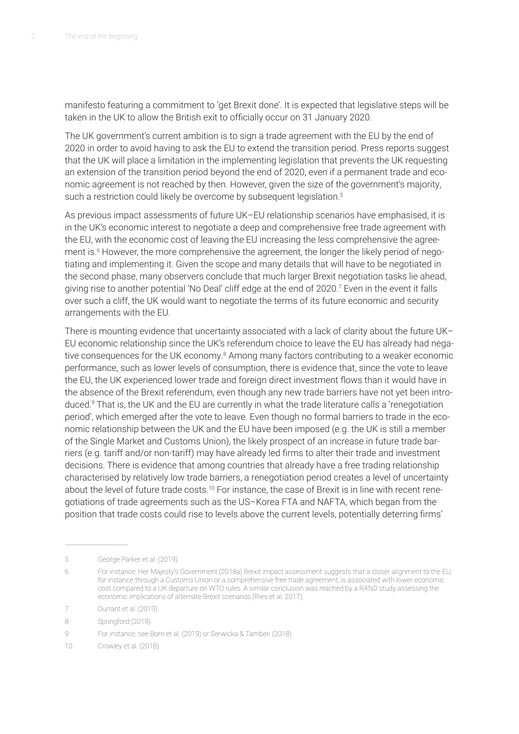manifesto featuring a commitment to 'get Brexit done'. It is expected that legislative steps will be taken in the UK to allow the British exit to officially occur on 31 January 2020.

The UK government's current ambition is to sign a trade agreement with the EU by the end of 2020 in order to avoid having to ask the EU to extend the transition period. Press reports suggest that the UK will place a limitation in the implementing legislation that prevents the UK requesting an extension of the transition period beyond the end of 2020, even if a permanent trade and economic agreement is not reached by then. However, given the size of the government's majority, such a restriction could likely be overcome by subsequent legislation.[5]

As previous impact assessments of future UK–EU relationship scenarios have emphasised, it is in the UK's economic interest to negotiate a deep and comprehensive free trade agreement with the EU, with the economic cost of leaving the EU increasing the less comprehensive the agreement is.[6] However, the more comprehensive the agreement, the longer the likely period of negotiating and implementing it. Given the scope and many details that will have to be negotiated in the second phase, many observers conclude that much larger Brexit negotiation tasks lie ahead, giving rise to another potential 'No Deal' cliff edge at the end of 2020.[7] Even in the event it falls over such a cliff, the UK would want to negotiate the terms of its future economic and security arrangements with the EU.

There is mounting evidence that uncertainty associated with a lack of clarity about the future UK–EU economic relationship since the UK's referendum choice to leave the EU has already had negative consequences for the UK economy.[8] Among many factors contributing to a weaker economic performance, such as lower levels of consumption, there is evidence that, since the vote to leave the EU, the UK experienced lower trade and foreign direct investment flows than it would have in the absence of the Brexit referendum, even though any new trade barriers have not yet been introduced.[9] That is, the UK and the EU are currently in what the trade literature calls a 'renegotiation period', which emerged after the vote to leave. Even though no formal barriers to trade in the economic relationship between the UK and the EU have been imposed (e.g. the UK is still a member of the Single Market and Customs Union), the likely prospect of an increase in future trade barriers (e.g. tariff and/or non-tariff) may have already led firms to alter their trade and investment decisions. There is evidence that among countries that already have a free trading relationship characterised by relatively low trade barriers, a renegotiation period creates a level of uncertainty about the level of future trade costs.[10] For instance, the case of Brexit is in line with recent renegotiations of trade agreements such as the US–Korea FTA and NAFTA, which began from the position that trade costs could rise to levels above the current levels, potentially deterring firms'

---

5 George Parker et al. (2019).

6 For instance, Her Majesty's Government (2018a) Brexit impact assessment suggests that a closer alignment to the EU, for instance through a Customs Union or a comprehensive free trade agreement, is associated with lower economic cost compared to a UK departure on WTO rules. A similar conclusion was reached by a RAND study assessing the economic implications of alternate Brexit scenarios (Ries et al. 2017).

7 Durrant et al. (2019).

8 Springford (2019).

9 For instance, see Born et al. (2019) or Serwicka & Tamberi (2018).

10 Crowley et al. (2018).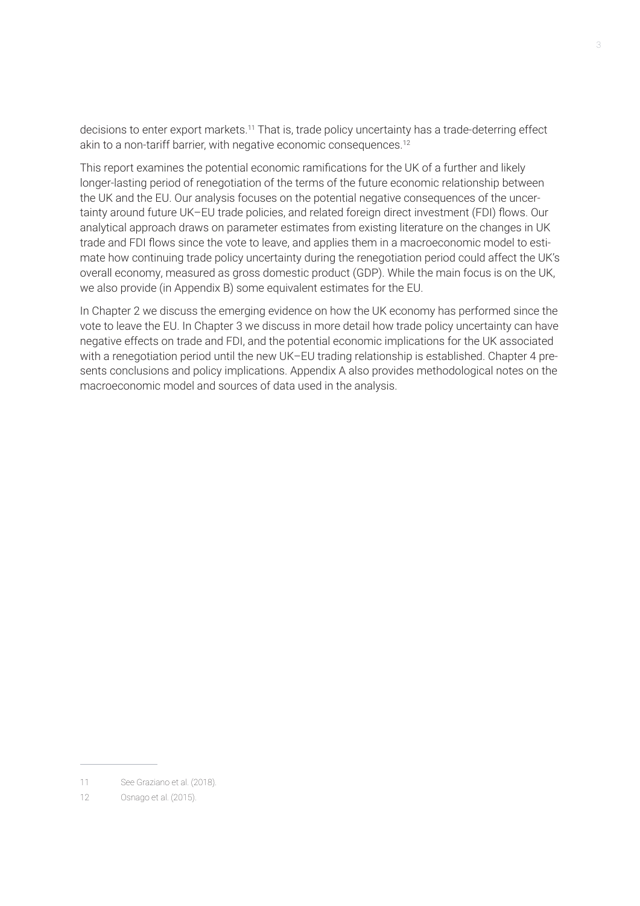decisions to enter export markets.[11] That is, trade policy uncertainty has a trade-deterring effect akin to a non-tariff barrier, with negative economic consequences.[12]

This report examines the potential economic ramifications for the UK of a further and likely longer-lasting period of renegotiation of the terms of the future economic relationship between the UK and the EU. Our analysis focuses on the potential negative consequences of the uncertainty around future UK–EU trade policies, and related foreign direct investment (FDI) flows. Our analytical approach draws on parameter estimates from existing literature on the changes in UK trade and FDI flows since the vote to leave, and applies them in a macroeconomic model to estimate how continuing trade policy uncertainty during the renegotiation period could affect the UK's overall economy, measured as gross domestic product (GDP). While the main focus is on the UK, we also provide (in Appendix B) some equivalent estimates for the EU.

In Chapter 2 we discuss the emerging evidence on how the UK economy has performed since the vote to leave the EU. In Chapter 3 we discuss in more detail how trade policy uncertainty can have negative effects on trade and FDI, and the potential economic implications for the UK associated with a renegotiation period until the new UK–EU trading relationship is established. Chapter 4 presents conclusions and policy implications. Appendix A also provides methodological notes on the macroeconomic model and sources of data used in the analysis.

---

11 See Graziano et al. (2018).

12 Osnago et al. (2015).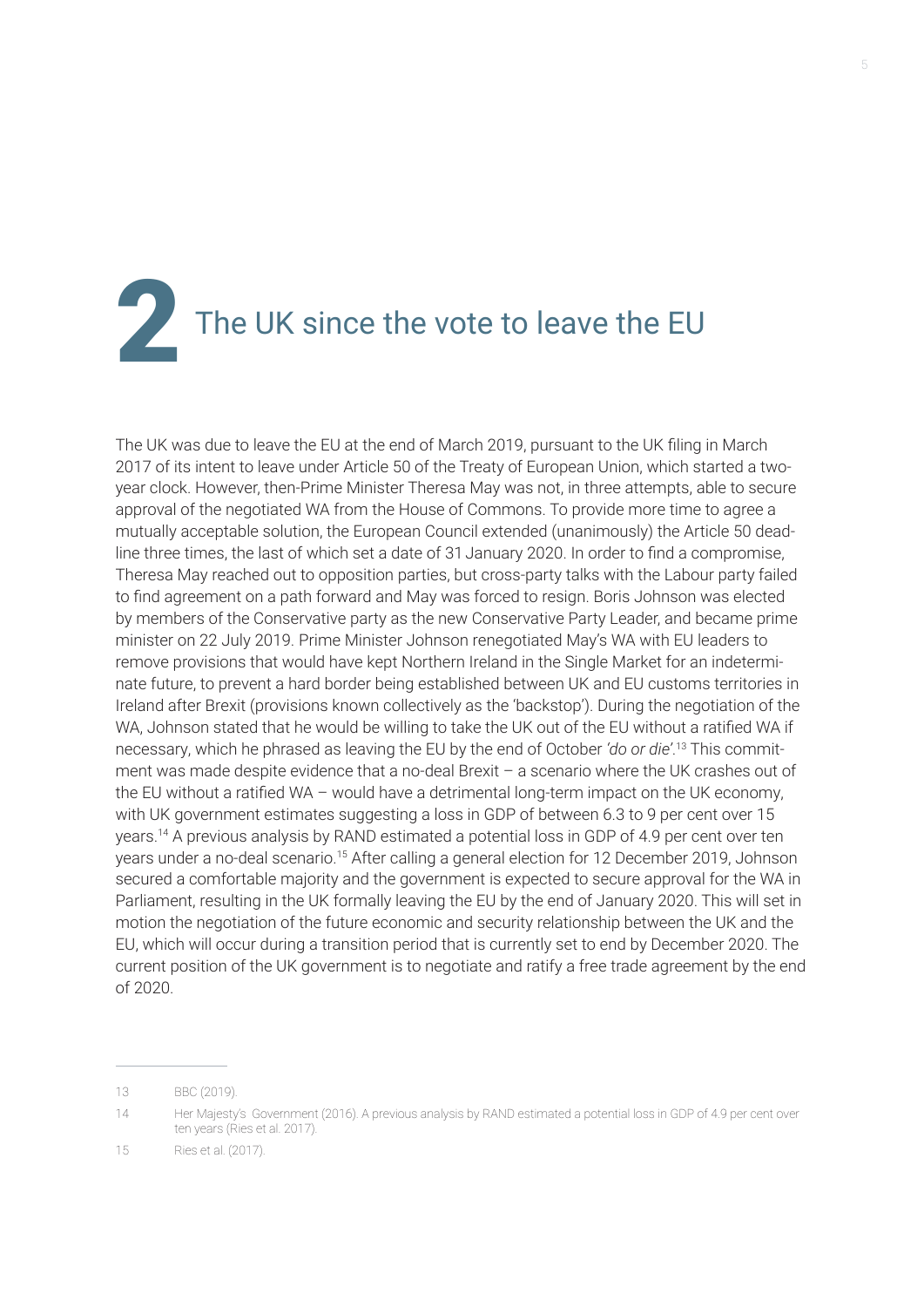# 2 The UK since the vote to leave the EU

The UK was due to leave the EU at the end of March 2019, pursuant to the UK filing in March 2017 of its intent to leave under Article 50 of the Treaty of European Union, which started a two-year clock. However, then-Prime Minister Theresa May was not, in three attempts, able to secure approval of the negotiated WA from the House of Commons. To provide more time to agree a mutually acceptable solution, the European Council extended (unanimously) the Article 50 deadline three times, the last of which set a date of 31 January 2020. In order to find a compromise, Theresa May reached out to opposition parties, but cross-party talks with the Labour party failed to find agreement on a path forward and May was forced to resign. Boris Johnson was elected by members of the Conservative party as the new Conservative Party Leader, and became prime minister on 22 July 2019. Prime Minister Johnson renegotiated May's WA with EU leaders to remove provisions that would have kept Northern Ireland in the Single Market for an indeterminate future, to prevent a hard border being established between UK and EU customs territories in Ireland after Brexit (provisions known collectively as the 'backstop'). During the negotiation of the WA, Johnson stated that he would be willing to take the UK out of the EU without a ratified WA if necessary, which he phrased as leaving the EU by the end of October *'do or die'*.[13] This commitment was made despite evidence that a no-deal Brexit – a scenario where the UK crashes out of the EU without a ratified WA – would have a detrimental long-term impact on the UK economy, with UK government estimates suggesting a loss in GDP of between 6.3 to 9 per cent over 15 years.[14] A previous analysis by RAND estimated a potential loss in GDP of 4.9 per cent over ten years under a no-deal scenario.[15] After calling a general election for 12 December 2019, Johnson secured a comfortable majority and the government is expected to secure approval for the WA in Parliament, resulting in the UK formally leaving the EU by the end of January 2020. This will set in motion the negotiation of the future economic and security relationship between the UK and the EU, which will occur during a transition period that is currently set to end by December 2020. The current position of the UK government is to negotiate and ratify a free trade agreement by the end of 2020.

---

13 BBC (2019).

14 Her Majesty's Government (2016). A previous analysis by RAND estimated a potential loss in GDP of 4.9 per cent over ten years (Ries et al. 2017).

15 Ries et al. (2017).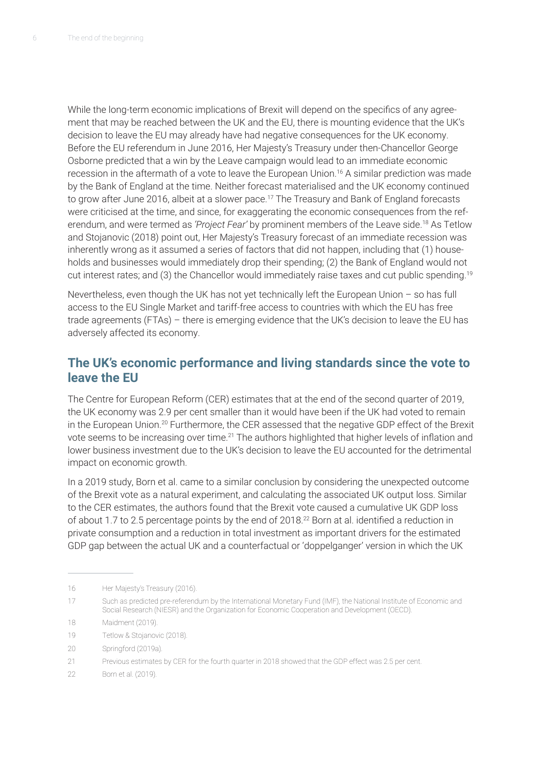While the long-term economic implications of Brexit will depend on the specifics of any agreement that may be reached between the UK and the EU, there is mounting evidence that the UK's decision to leave the EU may already have had negative consequences for the UK economy. Before the EU referendum in June 2016, Her Majesty's Treasury under then-Chancellor George Osborne predicted that a win by the Leave campaign would lead to an immediate economic recession in the aftermath of a vote to leave the European Union.[16] A similar prediction was made by the Bank of England at the time. Neither forecast materialised and the UK economy continued to grow after June 2016, albeit at a slower pace.[17] The Treasury and Bank of England forecasts were criticised at the time, and since, for exaggerating the economic consequences from the referendum, and were termed as *'Project Fear'* by prominent members of the Leave side.[18] As Tetlow and Stojanovic (2018) point out, Her Majesty's Treasury forecast of an immediate recession was inherently wrong as it assumed a series of factors that did not happen, including that (1) households and businesses would immediately drop their spending; (2) the Bank of England would not cut interest rates; and (3) the Chancellor would immediately raise taxes and cut public spending.[19]

Nevertheless, even though the UK has not yet technically left the European Union – so has full access to the EU Single Market and tariff-free access to countries with which the EU has free trade agreements (FTAs) – there is emerging evidence that the UK's decision to leave the EU has adversely affected its economy.

## The UK's economic performance and living standards since the vote to leave the EU

The Centre for European Reform (CER) estimates that at the end of the second quarter of 2019, the UK economy was 2.9 per cent smaller than it would have been if the UK had voted to remain in the European Union.[20] Furthermore, the CER assessed that the negative GDP effect of the Brexit vote seems to be increasing over time.[21] The authors highlighted that higher levels of inflation and lower business investment due to the UK's decision to leave the EU accounted for the detrimental impact on economic growth.

In a 2019 study, Born et al. came to a similar conclusion by considering the unexpected outcome of the Brexit vote as a natural experiment, and calculating the associated UK output loss. Similar to the CER estimates, the authors found that the Brexit vote caused a cumulative UK GDP loss of about 1.7 to 2.5 percentage points by the end of 2018.[22] Born at al. identified a reduction in private consumption and a reduction in total investment as important drivers for the estimated GDP gap between the actual UK and a counterfactual or 'doppelganger' version in which the UK

---

16 Her Majesty's Treasury (2016).

17 Such as predicted pre-referendum by the International Monetary Fund (IMF), the National Institute of Economic and Social Research (NIESR) and the Organization for Economic Cooperation and Development (OECD).

18 Maidment (2019).

19 Tetlow & Stojanovic (2018).

20 Springford (2019a).

21 Previous estimates by CER for the fourth quarter in 2018 showed that the GDP effect was 2.5 per cent.

22 Born et al. (2019).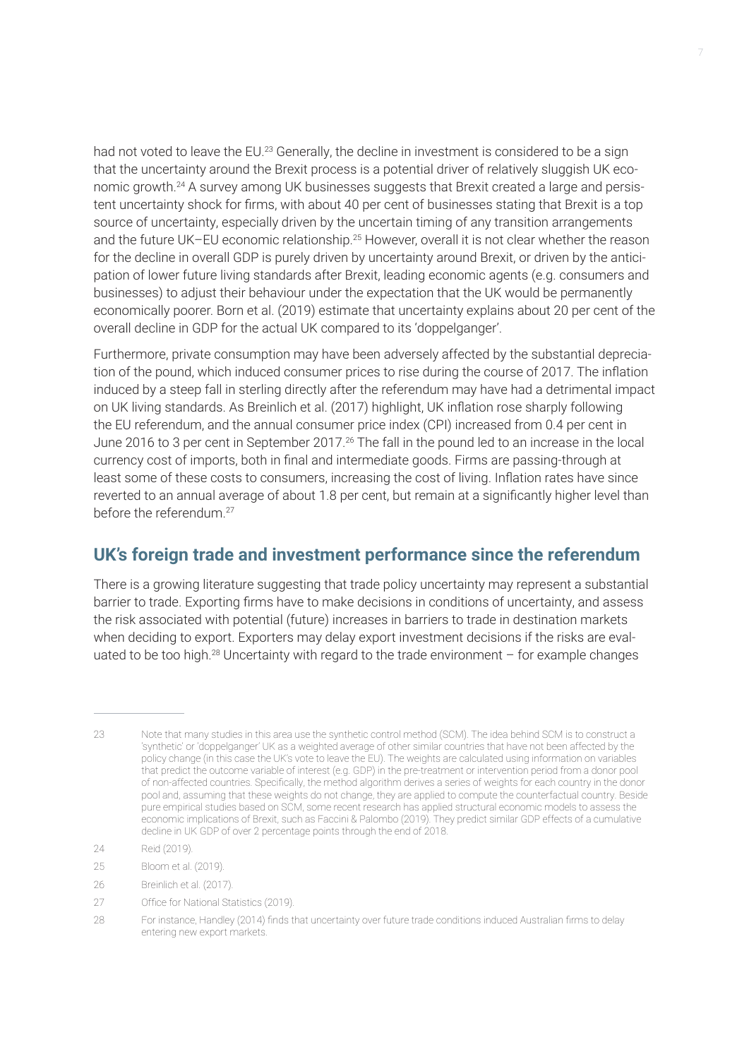had not voted to leave the EU.[23] Generally, the decline in investment is considered to be a sign that the uncertainty around the Brexit process is a potential driver of relatively sluggish UK economic growth.[24] A survey among UK businesses suggests that Brexit created a large and persistent uncertainty shock for firms, with about 40 per cent of businesses stating that Brexit is a top source of uncertainty, especially driven by the uncertain timing of any transition arrangements and the future UK–EU economic relationship.[25] However, overall it is not clear whether the reason for the decline in overall GDP is purely driven by uncertainty around Brexit, or driven by the anticipation of lower future living standards after Brexit, leading economic agents (e.g. consumers and businesses) to adjust their behaviour under the expectation that the UK would be permanently economically poorer. Born et al. (2019) estimate that uncertainty explains about 20 per cent of the overall decline in GDP for the actual UK compared to its 'doppelganger'.

Furthermore, private consumption may have been adversely affected by the substantial depreciation of the pound, which induced consumer prices to rise during the course of 2017. The inflation induced by a steep fall in sterling directly after the referendum may have had a detrimental impact on UK living standards. As Breinlich et al. (2017) highlight, UK inflation rose sharply following the EU referendum, and the annual consumer price index (CPI) increased from 0.4 per cent in June 2016 to 3 per cent in September 2017.[26] The fall in the pound led to an increase in the local currency cost of imports, both in final and intermediate goods. Firms are passing-through at least some of these costs to consumers, increasing the cost of living. Inflation rates have since reverted to an annual average of about 1.8 per cent, but remain at a significantly higher level than before the referendum.[27]

## UK's foreign trade and investment performance since the referendum

There is a growing literature suggesting that trade policy uncertainty may represent a substantial barrier to trade. Exporting firms have to make decisions in conditions of uncertainty, and assess the risk associated with potential (future) increases in barriers to trade in destination markets when deciding to export. Exporters may delay export investment decisions if the risks are evaluated to be too high.[28] Uncertainty with regard to the trade environment – for example changes

---

23 Note that many studies in this area use the synthetic control method (SCM). The idea behind SCM is to construct a 'synthetic' or 'doppelganger' UK as a weighted average of other similar countries that have not been affected by the policy change (in this case the UK's vote to leave the EU). The weights are calculated using information on variables that predict the outcome variable of interest (e.g. GDP) in the pre-treatment or intervention period from a donor pool of non-affected countries. Specifically, the method algorithm derives a series of weights for each country in the donor pool and, assuming that these weights do not change, they are applied to compute the counterfactual country. Beside pure empirical studies based on SCM, some recent research has applied structural economic models to assess the economic implications of Brexit, such as Faccini & Palombo (2019). They predict similar GDP effects of a cumulative decline in UK GDP of over 2 percentage points through the end of 2018.

24 Reid (2019).

25 Bloom et al. (2019).

26 Breinlich et al. (2017).

27 Office for National Statistics (2019).

28 For instance, Handley (2014) finds that uncertainty over future trade conditions induced Australian firms to delay entering new export markets.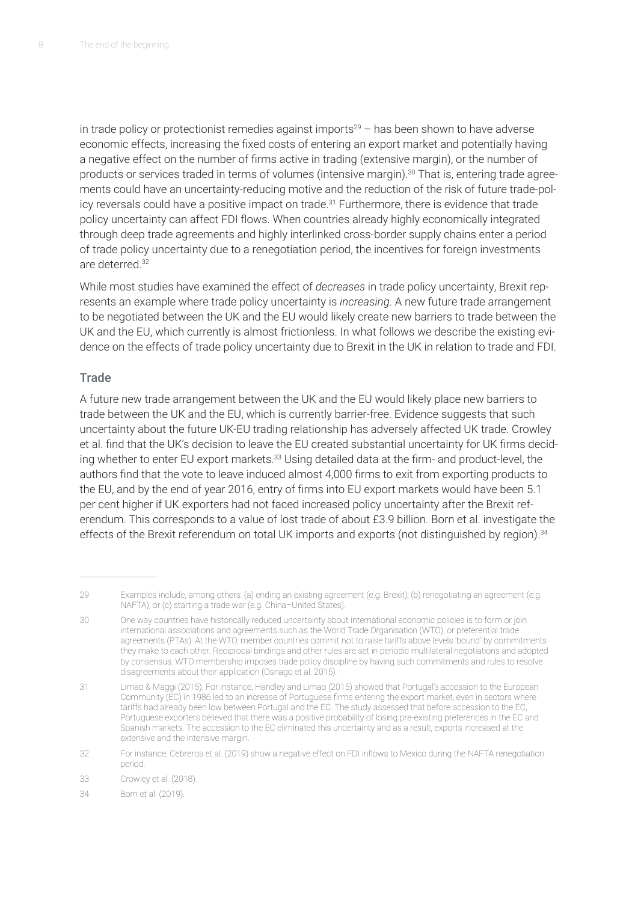in trade policy or protectionist remedies against imports[29] – has been shown to have adverse economic effects, increasing the fixed costs of entering an export market and potentially having a negative effect on the number of firms active in trading (extensive margin), or the number of products or services traded in terms of volumes (intensive margin).[30] That is, entering trade agreements could have an uncertainty-reducing motive and the reduction of the risk of future trade-policy reversals could have a positive impact on trade.[31] Furthermore, there is evidence that trade policy uncertainty can affect FDI flows. When countries already highly economically integrated through deep trade agreements and highly interlinked cross-border supply chains enter a period of trade policy uncertainty due to a renegotiation period, the incentives for foreign investments are deterred.[32]

While most studies have examined the effect of *decreases* in trade policy uncertainty, Brexit represents an example where trade policy uncertainty is *increasing*. A new future trade arrangement to be negotiated between the UK and the EU would likely create new barriers to trade between the UK and the EU, which currently is almost frictionless. In what follows we describe the existing evidence on the effects of trade policy uncertainty due to Brexit in the UK in relation to trade and FDI.

## Trade

A future new trade arrangement between the UK and the EU would likely place new barriers to trade between the UK and the EU, which is currently barrier-free. Evidence suggests that such uncertainty about the future UK-EU trading relationship has adversely affected UK trade. Crowley et al. find that the UK's decision to leave the EU created substantial uncertainty for UK firms deciding whether to enter EU export markets.[33] Using detailed data at the firm- and product-level, the authors find that the vote to leave induced almost 4,000 firms to exit from exporting products to the EU, and by the end of year 2016, entry of firms into EU export markets would have been 5.1 per cent higher if UK exporters had not faced increased policy uncertainty after the Brexit referendum. This corresponds to a value of lost trade of about £3.9 billion. Born et al. investigate the effects of the Brexit referendum on total UK imports and exports (not distinguished by region).[34]

---

29 Examples include, among others: (a) ending an existing agreement (e.g. Brexit); (b) renegotiating an agreement (e.g. NAFTA); or (c) starting a trade war (e.g. China–United States).

30 One way countries have historically reduced uncertainty about international economic policies is to form or join international associations and agreements such as the World Trade Organisation (WTO), or preferential trade agreements (PTAs). At the WTO, member countries commit not to raise tariffs above levels 'bound' by commitments they make to each other. Reciprocal bindings and other rules are set in periodic multilateral negotiations and adopted by consensus. WTO membership imposes trade policy discipline by having such commitments and rules to resolve disagreements about their application (Osnago et al. 2015).

31 Limao & Maggi (2015). For instance, Handley and Limao (2015) showed that Portugal's accession to the European Community (EC) in 1986 led to an increase of Portuguese firms entering the export market, even in sectors where tariffs had already been low between Portugal and the EC. The study assessed that before accession to the EC, Portuguese exporters believed that there was a positive probability of losing pre-existing preferences in the EC and Spanish markets. The accession to the EC eliminated this uncertainty and as a result, exports increased at the extensive and the intensive margin.

32 For instance, Cebreros et al. (2019) show a negative effect on FDI inflows to Mexico during the NAFTA renegotiation period.

33 Crowley et al. (2018).

34 Born et al. (2019).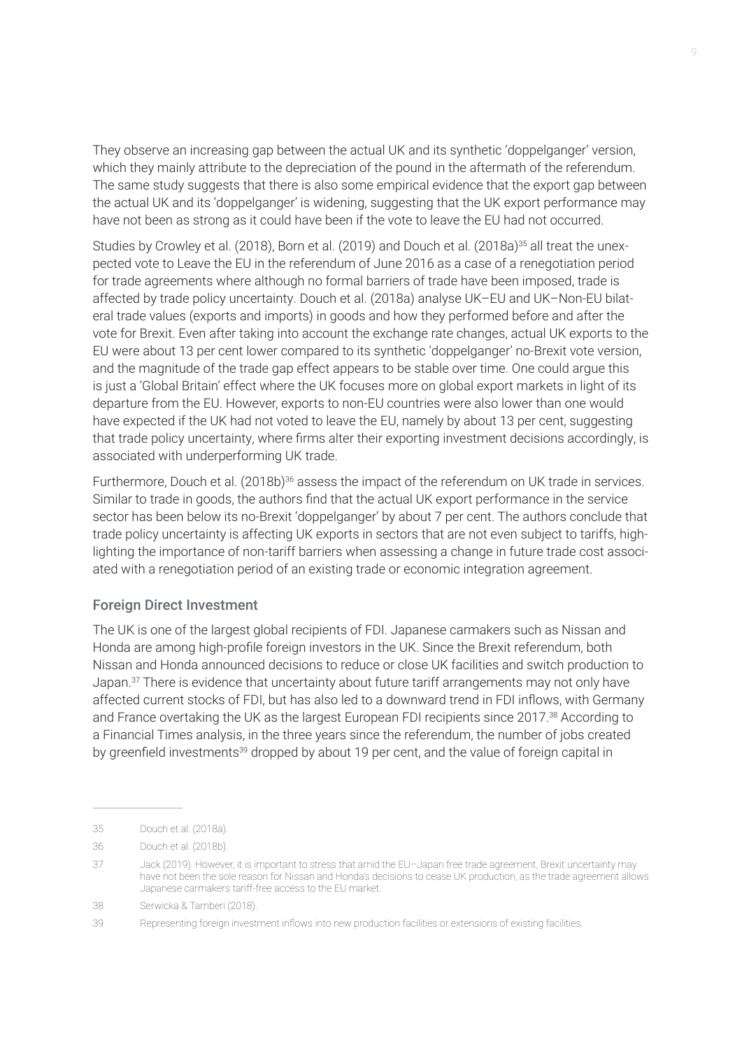They observe an increasing gap between the actual UK and its synthetic 'doppelganger' version, which they mainly attribute to the depreciation of the pound in the aftermath of the referendum. The same study suggests that there is also some empirical evidence that the export gap between the actual UK and its 'doppelganger' is widening, suggesting that the UK export performance may have not been as strong as it could have been if the vote to leave the EU had not occurred.

Studies by Crowley et al. (2018), Born et al. (2019) and Douch et al. (2018a)[35] all treat the unexpected vote to Leave the EU in the referendum of June 2016 as a case of a renegotiation period for trade agreements where although no formal barriers of trade have been imposed, trade is affected by trade policy uncertainty. Douch et al. (2018a) analyse UK–EU and UK–Non-EU bilateral trade values (exports and imports) in goods and how they performed before and after the vote for Brexit. Even after taking into account the exchange rate changes, actual UK exports to the EU were about 13 per cent lower compared to its synthetic 'doppelganger' no-Brexit vote version, and the magnitude of the trade gap effect appears to be stable over time. One could argue this is just a 'Global Britain' effect where the UK focuses more on global export markets in light of its departure from the EU. However, exports to non-EU countries were also lower than one would have expected if the UK had not voted to leave the EU, namely by about 13 per cent, suggesting that trade policy uncertainty, where firms alter their exporting investment decisions accordingly, is associated with underperforming UK trade.

Furthermore, Douch et al. (2018b)[36] assess the impact of the referendum on UK trade in services. Similar to trade in goods, the authors find that the actual UK export performance in the service sector has been below its no-Brexit 'doppelganger' by about 7 per cent. The authors conclude that trade policy uncertainty is affecting UK exports in sectors that are not even subject to tariffs, highlighting the importance of non-tariff barriers when assessing a change in future trade cost associated with a renegotiation period of an existing trade or economic integration agreement.

### Foreign Direct Investment

The UK is one of the largest global recipients of FDI. Japanese carmakers such as Nissan and Honda are among high-profile foreign investors in the UK. Since the Brexit referendum, both Nissan and Honda announced decisions to reduce or close UK facilities and switch production to Japan.[37] There is evidence that uncertainty about future tariff arrangements may not only have affected current stocks of FDI, but has also led to a downward trend in FDI inflows, with Germany and France overtaking the UK as the largest European FDI recipients since 2017.[38] According to a Financial Times analysis, in the three years since the referendum, the number of jobs created by greenfield investments[39] dropped by about 19 per cent, and the value of foreign capital in

---

35 Douch et al. (2018a).

36 Douch et al. (2018b).

37 Jack (2019). However, it is important to stress that amid the EU–Japan free trade agreement, Brexit uncertainty may have not been the sole reason for Nissan and Honda's decisions to cease UK production, as the trade agreement allows Japanese carmakers tariff-free access to the EU market.

38 Serwicka & Tamberi (2018).

39 Representing foreign investment inflows into new production facilities or extensions of existing facilities.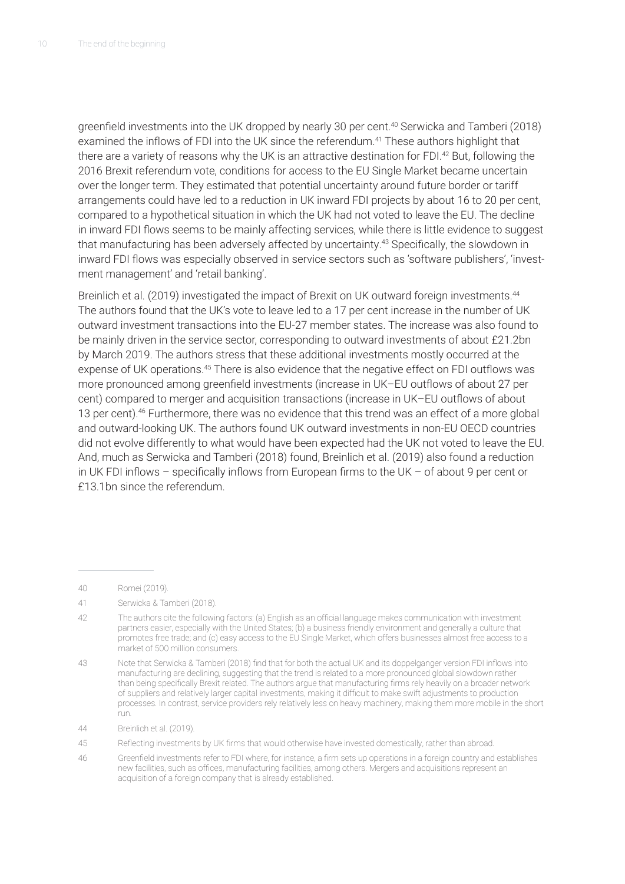greenfield investments into the UK dropped by nearly 30 per cent.[40] Serwicka and Tamberi (2018) examined the inflows of FDI into the UK since the referendum.[41] These authors highlight that there are a variety of reasons why the UK is an attractive destination for FDI.[42] But, following the 2016 Brexit referendum vote, conditions for access to the EU Single Market became uncertain over the longer term. They estimated that potential uncertainty around future border or tariff arrangements could have led to a reduction in UK inward FDI projects by about 16 to 20 per cent, compared to a hypothetical situation in which the UK had not voted to leave the EU. The decline in inward FDI flows seems to be mainly affecting services, while there is little evidence to suggest that manufacturing has been adversely affected by uncertainty.[43] Specifically, the slowdown in inward FDI flows was especially observed in service sectors such as 'software publishers', 'investment management' and 'retail banking'.

Breinlich et al. (2019) investigated the impact of Brexit on UK outward foreign investments.[44] The authors found that the UK's vote to leave led to a 17 per cent increase in the number of UK outward investment transactions into the EU-27 member states. The increase was also found to be mainly driven in the service sector, corresponding to outward investments of about £21.2bn by March 2019. The authors stress that these additional investments mostly occurred at the expense of UK operations.[45] There is also evidence that the negative effect on FDI outflows was more pronounced among greenfield investments (increase in UK–EU outflows of about 27 per cent) compared to merger and acquisition transactions (increase in UK–EU outflows of about 13 per cent).[46] Furthermore, there was no evidence that this trend was an effect of a more global and outward-looking UK. The authors found UK outward investments in non-EU OECD countries did not evolve differently to what would have been expected had the UK not voted to leave the EU. And, much as Serwicka and Tamberi (2018) found, Breinlich et al. (2019) also found a reduction in UK FDI inflows – specifically inflows from European firms to the UK – of about 9 per cent or £13.1bn since the referendum.

---

40 Romei (2019).

41 Serwicka & Tamberi (2018).

42 The authors cite the following factors: (a) English as an official language makes communication with investment partners easier, especially with the United States; (b) a business friendly environment and generally a culture that promotes free trade; and (c) easy access to the EU Single Market, which offers businesses almost free access to a market of 500 million consumers.

43 Note that Serwicka & Tamberi (2018) find that for both the actual UK and its doppelganger version FDI inflows into manufacturing are declining, suggesting that the trend is related to a more pronounced global slowdown rather than being specifically Brexit related. The authors argue that manufacturing firms rely heavily on a broader network of suppliers and relatively larger capital investments, making it difficult to make swift adjustments to production processes. In contrast, service providers rely relatively less on heavy machinery, making them more mobile in the short run.

44 Breinlich et al. (2019).

45 Reflecting investments by UK firms that would otherwise have invested domestically, rather than abroad.

46 Greenfield investments refer to FDI where, for instance, a firm sets up operations in a foreign country and establishes new facilities, such as offices, manufacturing facilities, among others. Mergers and acquisitions represent an acquisition of a foreign company that is already established.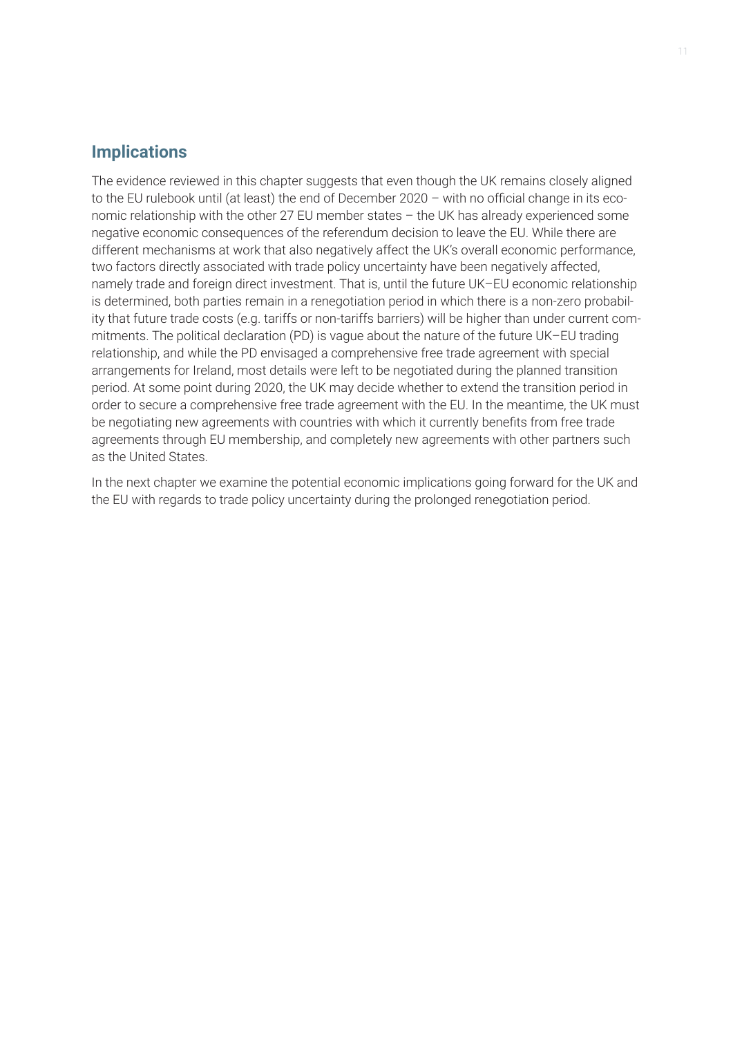## Implications

The evidence reviewed in this chapter suggests that even though the UK remains closely aligned to the EU rulebook until (at least) the end of December 2020 – with no official change in its economic relationship with the other 27 EU member states – the UK has already experienced some negative economic consequences of the referendum decision to leave the EU. While there are different mechanisms at work that also negatively affect the UK's overall economic performance, two factors directly associated with trade policy uncertainty have been negatively affected, namely trade and foreign direct investment. That is, until the future UK–EU economic relationship is determined, both parties remain in a renegotiation period in which there is a non-zero probability that future trade costs (e.g. tariffs or non-tariffs barriers) will be higher than under current commitments. The political declaration (PD) is vague about the nature of the future UK–EU trading relationship, and while the PD envisaged a comprehensive free trade agreement with special arrangements for Ireland, most details were left to be negotiated during the planned transition period. At some point during 2020, the UK may decide whether to extend the transition period in order to secure a comprehensive free trade agreement with the EU. In the meantime, the UK must be negotiating new agreements with countries with which it currently benefits from free trade agreements through EU membership, and completely new agreements with other partners such as the United States.

In the next chapter we examine the potential economic implications going forward for the UK and the EU with regards to trade policy uncertainty during the prolonged renegotiation period.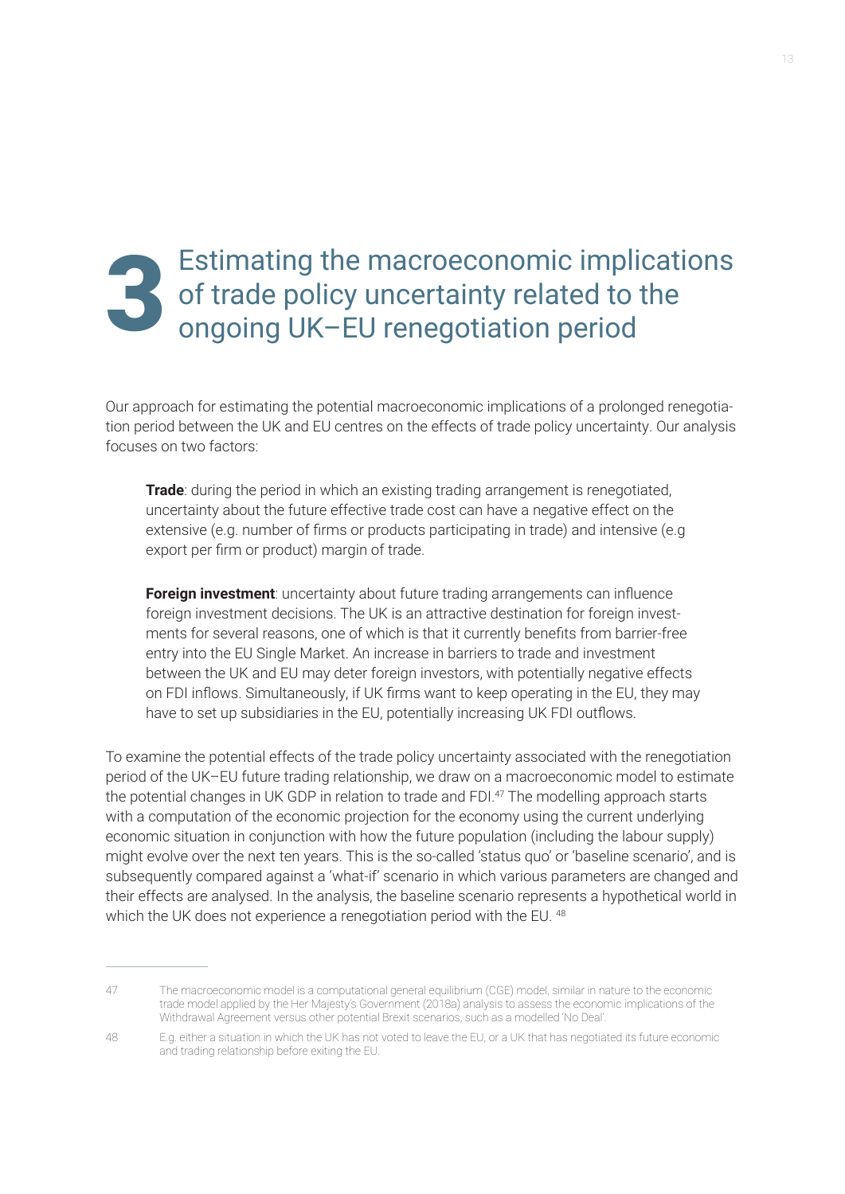# 3 Estimating the macroeconomic implications of trade policy uncertainty related to the ongoing UK–EU renegotiation period

Our approach for estimating the potential macroeconomic implications of a prolonged renegotiation period between the UK and EU centres on the effects of trade policy uncertainty. Our analysis focuses on two factors:

> **Trade**: during the period in which an existing trading arrangement is renegotiated, uncertainty about the future effective trade cost can have a negative effect on the extensive (e.g. number of firms or products participating in trade) and intensive (e.g export per firm or product) margin of trade.
>
> **Foreign investment**: uncertainty about future trading arrangements can influence foreign investment decisions. The UK is an attractive destination for foreign investments for several reasons, one of which is that it currently benefits from barrier-free entry into the EU Single Market. An increase in barriers to trade and investment between the UK and EU may deter foreign investors, with potentially negative effects on FDI inflows. Simultaneously, if UK firms want to keep operating in the EU, they may have to set up subsidiaries in the EU, potentially increasing UK FDI outflows.

To examine the potential effects of the trade policy uncertainty associated with the renegotiation period of the UK–EU future trading relationship, we draw on a macroeconomic model to estimate the potential changes in UK GDP in relation to trade and FDI.[47] The modelling approach starts with a computation of the economic projection for the economy using the current underlying economic situation in conjunction with how the future population (including the labour supply) might evolve over the next ten years. This is the so-called 'status quo' or 'baseline scenario', and is subsequently compared against a 'what-if' scenario in which various parameters are changed and their effects are analysed. In the analysis, the baseline scenario represents a hypothetical world in which the UK does not experience a renegotiation period with the EU.[48]

---

47 The macroeconomic model is a computational general equilibrium (CGE) model, similar in nature to the economic trade model applied by the Her Majesty's Government (2018a) analysis to assess the economic implications of the Withdrawal Agreement versus other potential Brexit scenarios, such as a modelled 'No Deal'.

48 E.g. either a situation in which the UK has not voted to leave the EU, or a UK that has negotiated its future economic and trading relationship before exiting the EU.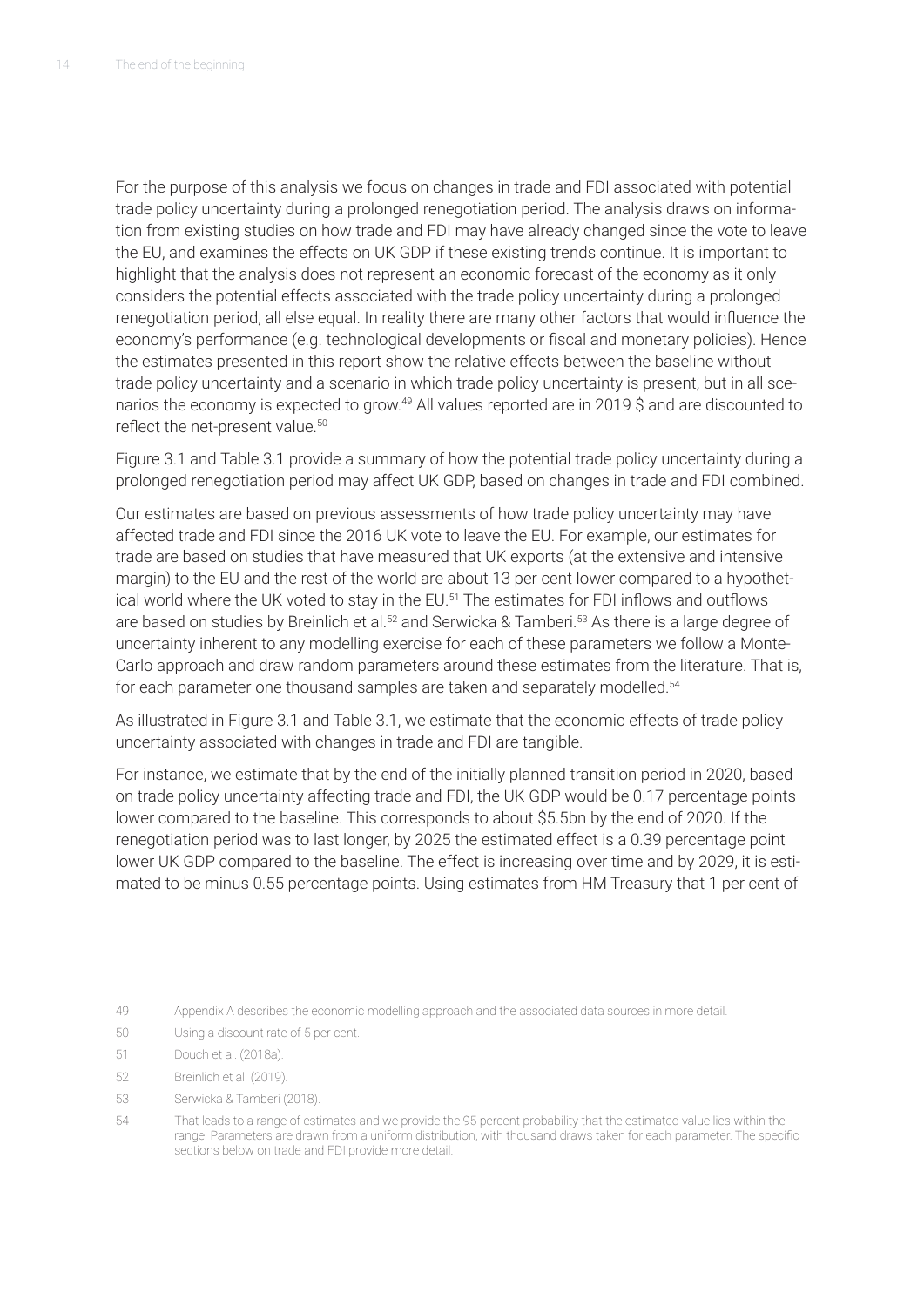For the purpose of this analysis we focus on changes in trade and FDI associated with potential trade policy uncertainty during a prolonged renegotiation period. The analysis draws on information from existing studies on how trade and FDI may have already changed since the vote to leave the EU, and examines the effects on UK GDP if these existing trends continue. It is important to highlight that the analysis does not represent an economic forecast of the economy as it only considers the potential effects associated with the trade policy uncertainty during a prolonged renegotiation period, all else equal. In reality there are many other factors that would influence the economy's performance (e.g. technological developments or fiscal and monetary policies). Hence the estimates presented in this report show the relative effects between the baseline without trade policy uncertainty and a scenario in which trade policy uncertainty is present, but in all scenarios the economy is expected to grow.[49] All values reported are in 2019 $ and are discounted to reflect the net-present value.[50]

Figure 3.1 and Table 3.1 provide a summary of how the potential trade policy uncertainty during a prolonged renegotiation period may affect UK GDP, based on changes in trade and FDI combined.

Our estimates are based on previous assessments of how trade policy uncertainty may have affected trade and FDI since the 2016 UK vote to leave the EU. For example, our estimates for trade are based on studies that have measured that UK exports (at the extensive and intensive margin) to the EU and the rest of the world are about 13 per cent lower compared to a hypothetical world where the UK voted to stay in the EU.[51] The estimates for FDI inflows and outflows are based on studies by Breinlich et al.[52] and Serwicka & Tamberi.[53] As there is a large degree of uncertainty inherent to any modelling exercise for each of these parameters we follow a Monte-Carlo approach and draw random parameters around these estimates from the literature. That is, for each parameter one thousand samples are taken and separately modelled.[54]

As illustrated in Figure 3.1 and Table 3.1, we estimate that the economic effects of trade policy uncertainty associated with changes in trade and FDI are tangible.

For instance, we estimate that by the end of the initially planned transition period in 2020, based on trade policy uncertainty affecting trade and FDI, the UK GDP would be 0.17 percentage points lower compared to the baseline. This corresponds to about $5.5bn by the end of 2020. If the renegotiation period was to last longer, by 2025 the estimated effect is a 0.39 percentage point lower UK GDP compared to the baseline. The effect is increasing over time and by 2029, it is estimated to be minus 0.55 percentage points. Using estimates from HM Treasury that 1 per cent of

---

49 Appendix A describes the economic modelling approach and the associated data sources in more detail.

50 Using a discount rate of 5 per cent.

51 Douch et al. (2018a).

52 Breinlich et al. (2019).

53 Serwicka & Tamberi (2018).

54 That leads to a range of estimates and we provide the 95 percent probability that the estimated value lies within the range. Parameters are drawn from a uniform distribution, with thousand draws taken for each parameter. The specific sections below on trade and FDI provide more detail.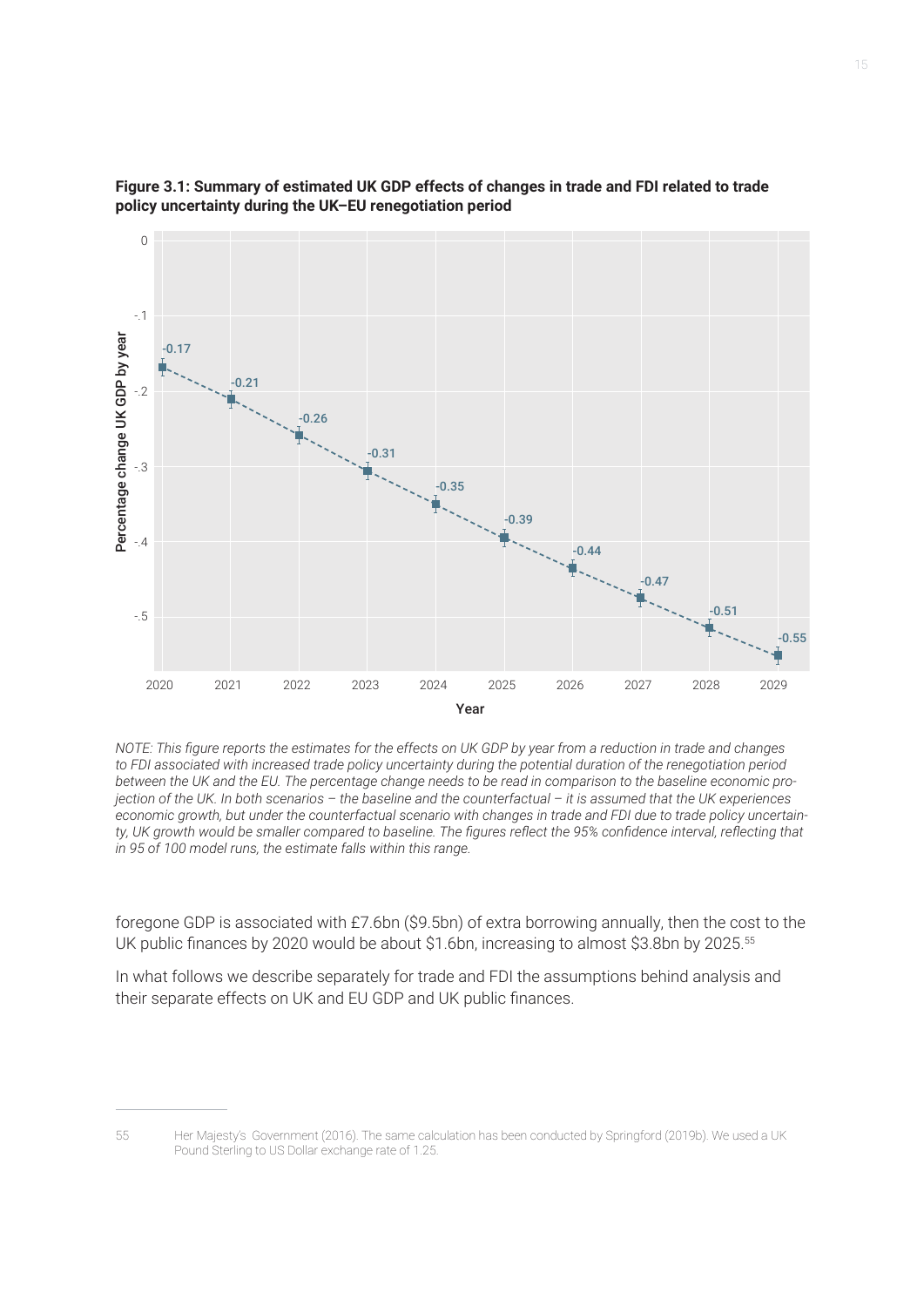**Figure 3.1: Summary of estimated UK GDP effects of changes in trade and FDI related to trade policy uncertainty during the UK–EU renegotiation period**

| Year | Percentage change UK GDP by year |
|---|---|
| 2020 | -0.17 |
| 2021 | -0.21 |
| 2022 | -0.26 |
| 2023 | -0.31 |
| 2024 | -0.35 |
| 2025 | -0.39 |
| 2026 | -0.44 |
| 2027 | -0.47 |
| 2028 | -0.51 |
| 2029 | -0.55 |

*NOTE: This figure reports the estimates for the effects on UK GDP by year from a reduction in trade and changes to FDI associated with increased trade policy uncertainty during the potential duration of the renegotiation period between the UK and the EU. The percentage change needs to be read in comparison to the baseline economic projection of the UK. In both scenarios – the baseline and the counterfactual – it is assumed that the UK experiences economic growth, but under the counterfactual scenario with changes in trade and FDI due to trade policy uncertainty, UK growth would be smaller compared to baseline. The figures reflect the 95% confidence interval, reflecting that in 95 of 100 model runs, the estimate falls within this range.*

foregone GDP is associated with £7.6bn ($9.5bn) of extra borrowing annually, then the cost to the UK public finances by 2020 would be about $1.6bn, increasing to almost $3.8bn by 2025.[55]

In what follows we describe separately for trade and FDI the assumptions behind analysis and their separate effects on UK and EU GDP and UK public finances.

---

55 Her Majesty's Government (2016). The same calculation has been conducted by Springford (2019b). We used a UK Pound Sterling to US Dollar exchange rate of 1.25.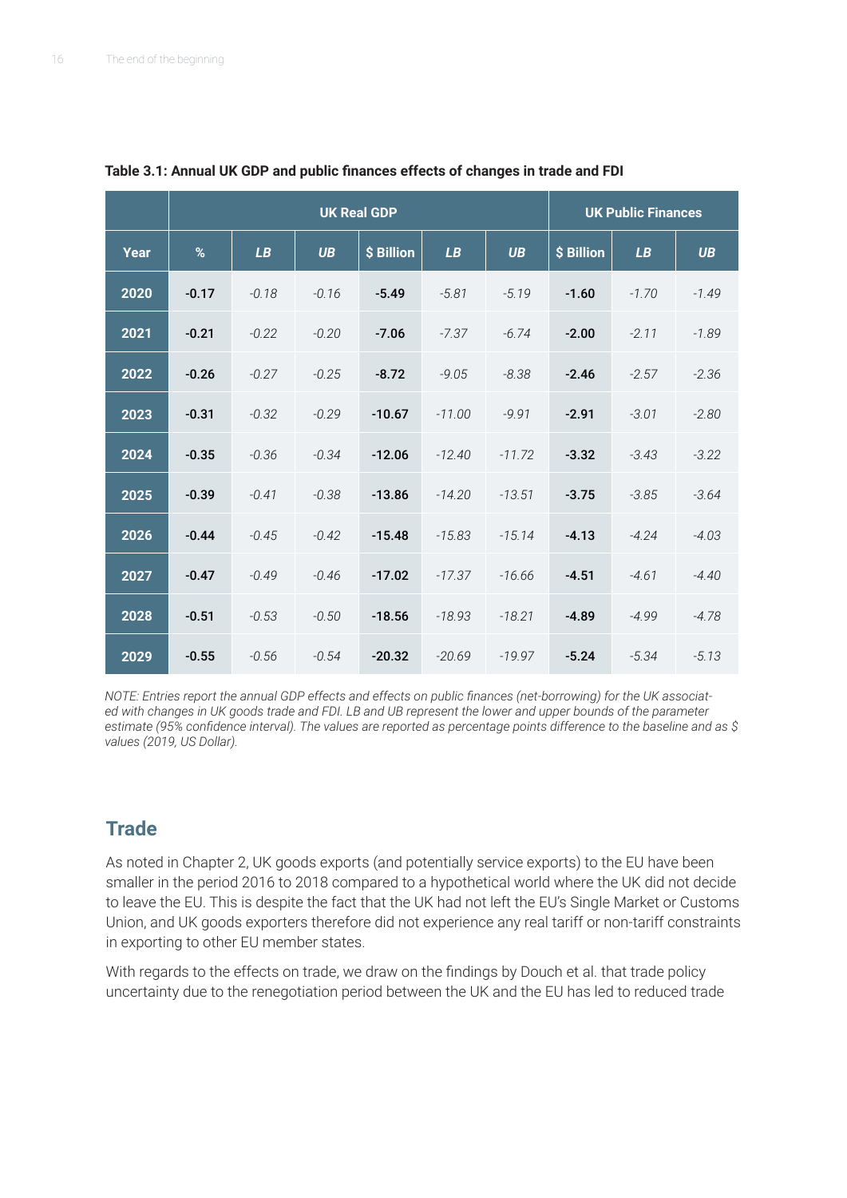**Table 3.1: Annual UK GDP and public finances effects of changes in trade and FDI**

| | UK Real GDP | | | | | | UK Public Finances | | |
|---|---|---|---|---|---|---|---|---|---|
| **Year** | **%** | ***LB*** | ***UB*** | **$ Billion** | ***LB*** | ***UB*** | **$ Billion** | ***LB*** | ***UB*** |
| **2020** | **-0.17** | *-0.18* | *-0.16* | **-5.49** | *-5.81* | *-5.19* | **-1.60** | *-1.70* | *-1.49* |
| **2021** | **-0.21** | *-0.22* | *-0.20* | **-7.06** | *-7.37* | *-6.74* | **-2.00** | *-2.11* | *-1.89* |
| **2022** | **-0.26** | *-0.27* | *-0.25* | **-8.72** | *-9.05* | *-8.38* | **-2.46** | *-2.57* | *-2.36* |
| **2023** | **-0.31** | *-0.32* | *-0.29* | **-10.67** | *-11.00* | *-9.91* | **-2.91** | *-3.01* | *-2.80* |
| **2024** | **-0.35** | *-0.36* | *-0.34* | **-12.06** | *-12.40* | *-11.72* | **-3.32** | *-3.43* | *-3.22* |
| **2025** | **-0.39** | *-0.41* | *-0.38* | **-13.86** | *-14.20* | *-13.51* | **-3.75** | *-3.85* | *-3.64* |
| **2026** | **-0.44** | *-0.45* | *-0.42* | **-15.48** | *-15.83* | *-15.14* | **-4.13** | *-4.24* | *-4.03* |
| **2027** | **-0.47** | *-0.49* | *-0.46* | **-17.02** | *-17.37* | *-16.66* | **-4.51** | *-4.61* | *-4.40* |
| **2028** | **-0.51** | *-0.53* | *-0.50* | **-18.56** | *-18.93* | *-18.21* | **-4.89** | *-4.99* | *-4.78* |
| **2029** | **-0.55** | *-0.56* | *-0.54* | **-20.32** | *-20.69* | *-19.97* | **-5.24** | *-5.34* | *-5.13* |

*NOTE: Entries report the annual GDP effects and effects on public finances (net-borrowing) for the UK associated with changes in UK goods trade and FDI. LB and UB represent the lower and upper bounds of the parameter estimate (95% confidence interval). The values are reported as percentage points difference to the baseline and as $ values (2019, US Dollar).*

## Trade

As noted in Chapter 2, UK goods exports (and potentially service exports) to the EU have been smaller in the period 2016 to 2018 compared to a hypothetical world where the UK did not decide to leave the EU. This is despite the fact that the UK had not left the EU's Single Market or Customs Union, and UK goods exporters therefore did not experience any real tariff or non-tariff constraints in exporting to other EU member states.

With regards to the effects on trade, we draw on the findings by Douch et al. that trade policy uncertainty due to the renegotiation period between the UK and the EU has led to reduced trade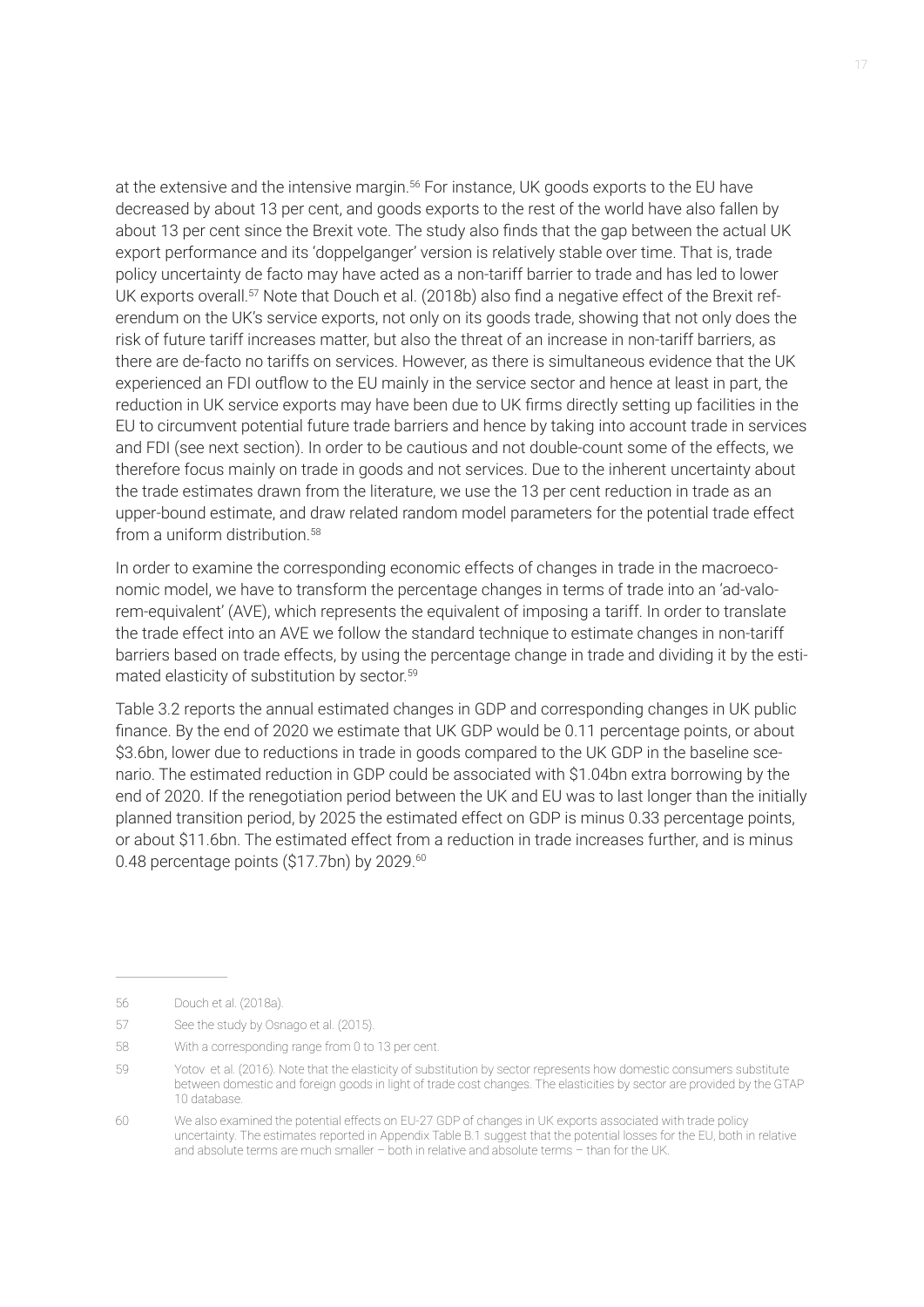at the extensive and the intensive margin.[56] For instance, UK goods exports to the EU have decreased by about 13 per cent, and goods exports to the rest of the world have also fallen by about 13 per cent since the Brexit vote. The study also finds that the gap between the actual UK export performance and its 'doppelganger' version is relatively stable over time. That is, trade policy uncertainty de facto may have acted as a non-tariff barrier to trade and has led to lower UK exports overall.[57] Note that Douch et al. (2018b) also find a negative effect of the Brexit referendum on the UK's service exports, not only on its goods trade, showing that not only does the risk of future tariff increases matter, but also the threat of an increase in non-tariff barriers, as there are de-facto no tariffs on services. However, as there is simultaneous evidence that the UK experienced an FDI outflow to the EU mainly in the service sector and hence at least in part, the reduction in UK service exports may have been due to UK firms directly setting up facilities in the EU to circumvent potential future trade barriers and hence by taking into account trade in services and FDI (see next section). In order to be cautious and not double-count some of the effects, we therefore focus mainly on trade in goods and not services. Due to the inherent uncertainty about the trade estimates drawn from the literature, we use the 13 per cent reduction in trade as an upper-bound estimate, and draw related random model parameters for the potential trade effect from a uniform distribution.[58]

In order to examine the corresponding economic effects of changes in trade in the macroeconomic model, we have to transform the percentage changes in terms of trade into an 'ad-valorem-equivalent' (AVE), which represents the equivalent of imposing a tariff. In order to translate the trade effect into an AVE we follow the standard technique to estimate changes in non-tariff barriers based on trade effects, by using the percentage change in trade and dividing it by the estimated elasticity of substitution by sector.[59]

Table 3.2 reports the annual estimated changes in GDP and corresponding changes in UK public finance. By the end of 2020 we estimate that UK GDP would be 0.11 percentage points, or about $3.6bn, lower due to reductions in trade in goods compared to the UK GDP in the baseline scenario. The estimated reduction in GDP could be associated with $1.04bn extra borrowing by the end of 2020. If the renegotiation period between the UK and EU was to last longer than the initially planned transition period, by 2025 the estimated effect on GDP is minus 0.33 percentage points, or about $11.6bn. The estimated effect from a reduction in trade increases further, and is minus 0.48 percentage points ($17.7bn) by 2029.[60]

---

56 Douch et al. (2018a).

57 See the study by Osnago et al. (2015).

58 With a corresponding range from 0 to 13 per cent.

59 Yotov et al. (2016). Note that the elasticity of substitution by sector represents how domestic consumers substitute between domestic and foreign goods in light of trade cost changes. The elasticities by sector are provided by the GTAP 10 database.

60 We also examined the potential effects on EU-27 GDP of changes in UK exports associated with trade policy uncertainty. The estimates reported in Appendix Table B.1 suggest that the potential losses for the EU, both in relative and absolute terms are much smaller – both in relative and absolute terms – than for the UK.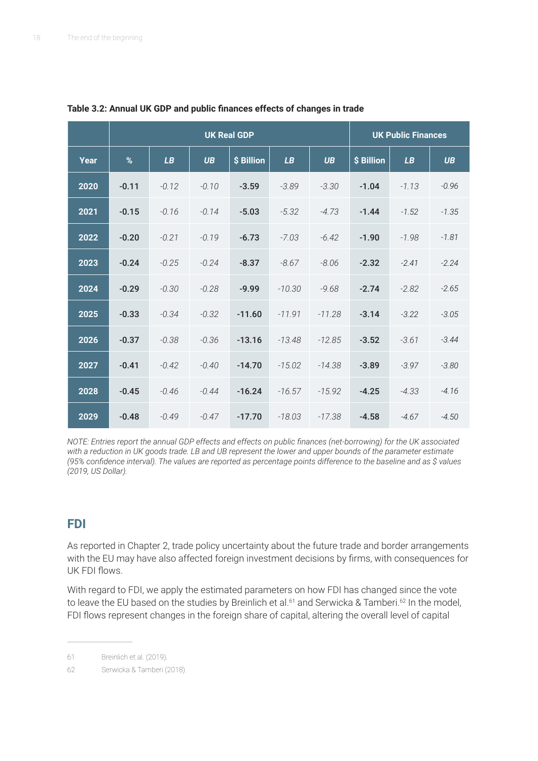**Table 3.2: Annual UK GDP and public finances effects of changes in trade**

| | UK Real GDP | | | | | | UK Public Finances | | |
|---|---|---|---|---|---|---|---|---|---|
| **Year** | **%** | ***LB*** | ***UB*** | **$ Billion** | ***LB*** | ***UB*** | **$ Billion** | ***LB*** | ***UB*** |
| **2020** | **-0.11** | *-0.12* | *-0.10* | **-3.59** | *-3.89* | *-3.30* | **-1.04** | *-1.13* | *-0.96* |
| **2021** | **-0.15** | *-0.16* | *-0.14* | **-5.03** | *-5.32* | *-4.73* | **-1.44** | *-1.52* | *-1.35* |
| **2022** | **-0.20** | *-0.21* | *-0.19* | **-6.73** | *-7.03* | *-6.42* | **-1.90** | *-1.98* | *-1.81* |
| **2023** | **-0.24** | *-0.25* | *-0.24* | **-8.37** | *-8.67* | *-8.06* | **-2.32** | *-2.41* | *-2.24* |
| **2024** | **-0.29** | *-0.30* | *-0.28* | **-9.99** | *-10.30* | *-9.68* | **-2.74** | *-2.82* | *-2.65* |
| **2025** | **-0.33** | *-0.34* | *-0.32* | **-11.60** | *-11.91* | *-11.28* | **-3.14** | *-3.22* | *-3.05* |
| **2026** | **-0.37** | *-0.38* | *-0.36* | **-13.16** | *-13.48* | *-12.85* | **-3.52** | *-3.61* | *-3.44* |
| **2027** | **-0.41** | *-0.42* | *-0.40* | **-14.70** | *-15.02* | *-14.38* | **-3.89** | *-3.97* | *-3.80* |
| **2028** | **-0.45** | *-0.46* | *-0.44* | **-16.24** | *-16.57* | *-15.92* | **-4.25** | *-4.33* | *-4.16* |
| **2029** | **-0.48** | *-0.49* | *-0.47* | **-17.70** | *-18.03* | *-17.38* | **-4.58** | *-4.67* | *-4.50* |

*NOTE: Entries report the annual GDP effects and effects on public finances (net-borrowing) for the UK associated with a reduction in UK goods trade. LB and UB represent the lower and upper bounds of the parameter estimate (95% confidence interval). The values are reported as percentage points difference to the baseline and as $ values (2019, US Dollar).*

## FDI

As reported in Chapter 2, trade policy uncertainty about the future trade and border arrangements with the EU may have also affected foreign investment decisions by firms, with consequences for UK FDI flows.

With regard to FDI, we apply the estimated parameters on how FDI has changed since the vote to leave the EU based on the studies by Breinlich et al.[61] and Serwicka & Tamberi.[62] In the model, FDI flows represent changes in the foreign share of capital, altering the overall level of capital

61 Breinlich et al. (2019).

62 Serwicka & Tamberi (2018).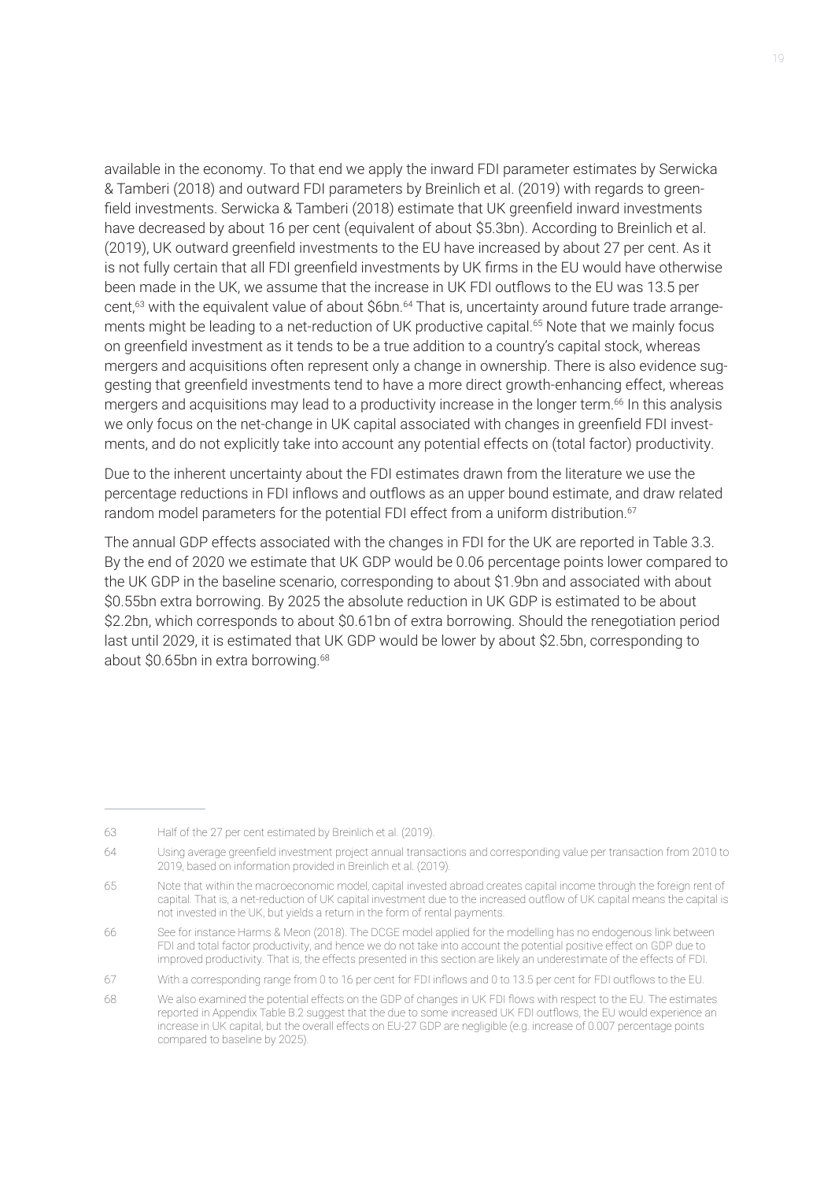available in the economy. To that end we apply the inward FDI parameter estimates by Serwicka & Tamberi (2018) and outward FDI parameters by Breinlich et al. (2019) with regards to greenfield investments. Serwicka & Tamberi (2018) estimate that UK greenfield inward investments have decreased by about 16 per cent (equivalent of about $5.3bn). According to Breinlich et al. (2019), UK outward greenfield investments to the EU have increased by about 27 per cent. As it is not fully certain that all FDI greenfield investments by UK firms in the EU would have otherwise been made in the UK, we assume that the increase in UK FDI outflows to the EU was 13.5 per cent,[63] with the equivalent value of about $6bn.[64] That is, uncertainty around future trade arrangements might be leading to a net-reduction of UK productive capital.[65] Note that we mainly focus on greenfield investment as it tends to be a true addition to a country's capital stock, whereas mergers and acquisitions often represent only a change in ownership. There is also evidence suggesting that greenfield investments tend to have a more direct growth-enhancing effect, whereas mergers and acquisitions may lead to a productivity increase in the longer term.[66] In this analysis we only focus on the net-change in UK capital associated with changes in greenfield FDI investments, and do not explicitly take into account any potential effects on (total factor) productivity.

Due to the inherent uncertainty about the FDI estimates drawn from the literature we use the percentage reductions in FDI inflows and outflows as an upper bound estimate, and draw related random model parameters for the potential FDI effect from a uniform distribution.[67]

The annual GDP effects associated with the changes in FDI for the UK are reported in Table 3.3. By the end of 2020 we estimate that UK GDP would be 0.06 percentage points lower compared to the UK GDP in the baseline scenario, corresponding to about $1.9bn and associated with about $0.55bn extra borrowing. By 2025 the absolute reduction in UK GDP is estimated to be about $2.2bn, which corresponds to about $0.61bn of extra borrowing. Should the renegotiation period last until 2029, it is estimated that UK GDP would be lower by about $2.5bn, corresponding to about $0.65bn in extra borrowing.[68]

---

63 Half of the 27 per cent estimated by Breinlich et al. (2019).

64 Using average greenfield investment project annual transactions and corresponding value per transaction from 2010 to 2019, based on information provided in Breinlich et al. (2019).

65 Note that within the macroeconomic model, capital invested abroad creates capital income through the foreign rent of capital. That is, a net-reduction of UK capital investment due to the increased outflow of UK capital means the capital is not invested in the UK, but yields a return in the form of rental payments.

66 See for instance Harms & Meon (2018). The DCGE model applied for the modelling has no endogenous link between FDI and total factor productivity, and hence we do not take into account the potential positive effect on GDP due to improved productivity. That is, the effects presented in this section are likely an underestimate of the effects of FDI.

67 With a corresponding range from 0 to 16 per cent for FDI inflows and 0 to 13.5 per cent for FDI outflows to the EU.

68 We also examined the potential effects on the GDP of changes in UK FDI flows with respect to the EU. The estimates reported in Appendix Table B.2 suggest that the due to some increased UK FDI outflows, the EU would experience an increase in UK capital, but the overall effects on EU-27 GDP are negligible (e.g. increase of 0.007 percentage points compared to baseline by 2025).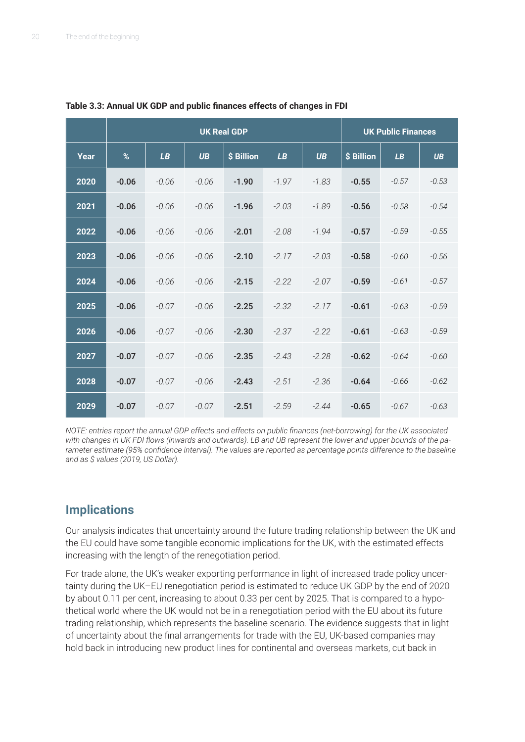**Table 3.3: Annual UK GDP and public finances effects of changes in FDI**

| | UK Real GDP | | | | | | UK Public Finances | | |
|---|---|---|---|---|---|---|---|---|---|
| **Year** | **%** | ***LB*** | ***UB*** | **$ Billion** | ***LB*** | ***UB*** | **$ Billion** | ***LB*** | ***UB*** |
| **2020** | **-0.06** | *-0.06* | *-0.06* | **-1.90** | *-1.97* | *-1.83* | **-0.55** | *-0.57* | *-0.53* |
| **2021** | **-0.06** | *-0.06* | *-0.06* | **-1.96** | *-2.03* | *-1.89* | **-0.56** | *-0.58* | *-0.54* |
| **2022** | **-0.06** | *-0.06* | *-0.06* | **-2.01** | *-2.08* | *-1.94* | **-0.57** | *-0.59* | *-0.55* |
| **2023** | **-0.06** | *-0.06* | *-0.06* | **-2.10** | *-2.17* | *-2.03* | **-0.58** | *-0.60* | *-0.56* |
| **2024** | **-0.06** | *-0.06* | *-0.06* | **-2.15** | *-2.22* | *-2.07* | **-0.59** | *-0.61* | *-0.57* |
| **2025** | **-0.06** | *-0.07* | *-0.06* | **-2.25** | *-2.32* | *-2.17* | **-0.61** | *-0.63* | *-0.59* |
| **2026** | **-0.06** | *-0.07* | *-0.06* | **-2.30** | *-2.37* | *-2.22* | **-0.61** | *-0.63* | *-0.59* |
| **2027** | **-0.07** | *-0.07* | *-0.06* | **-2.35** | *-2.43* | *-2.28* | **-0.62** | *-0.64* | *-0.60* |
| **2028** | **-0.07** | *-0.07* | *-0.06* | **-2.43** | *-2.51* | *-2.36* | **-0.64** | *-0.66* | *-0.62* |
| **2029** | **-0.07** | *-0.07* | *-0.07* | **-2.51** | *-2.59* | *-2.44* | **-0.65** | *-0.67* | *-0.63* |

*NOTE: entries report the annual GDP effects and effects on public finances (net-borrowing) for the UK associated with changes in UK FDI flows (inwards and outwards). LB and UB represent the lower and upper bounds of the parameter estimate (95% confidence interval). The values are reported as percentage points difference to the baseline and as $ values (2019, US Dollar).*

## Implications

Our analysis indicates that uncertainty around the future trading relationship between the UK and the EU could have some tangible economic implications for the UK, with the estimated effects increasing with the length of the renegotiation period.

For trade alone, the UK's weaker exporting performance in light of increased trade policy uncertainty during the UK–EU renegotiation period is estimated to reduce UK GDP by the end of 2020 by about 0.11 per cent, increasing to about 0.33 per cent by 2025. That is compared to a hypothetical world where the UK would not be in a renegotiation period with the EU about its future trading relationship, which represents the baseline scenario. The evidence suggests that in light of uncertainty about the final arrangements for trade with the EU, UK-based companies may hold back in introducing new product lines for continental and overseas markets, cut back in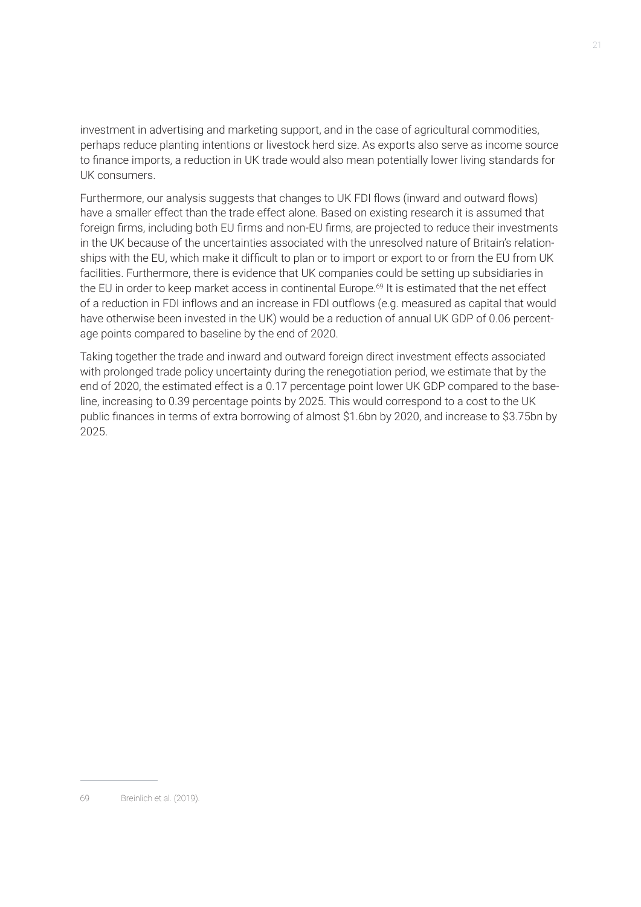investment in advertising and marketing support, and in the case of agricultural commodities, perhaps reduce planting intentions or livestock herd size. As exports also serve as income source to finance imports, a reduction in UK trade would also mean potentially lower living standards for UK consumers.

Furthermore, our analysis suggests that changes to UK FDI flows (inward and outward flows) have a smaller effect than the trade effect alone. Based on existing research it is assumed that foreign firms, including both EU firms and non-EU firms, are projected to reduce their investments in the UK because of the uncertainties associated with the unresolved nature of Britain's relationships with the EU, which make it difficult to plan or to import or export to or from the EU from UK facilities. Furthermore, there is evidence that UK companies could be setting up subsidiaries in the EU in order to keep market access in continental Europe.[69] It is estimated that the net effect of a reduction in FDI inflows and an increase in FDI outflows (e.g. measured as capital that would have otherwise been invested in the UK) would be a reduction of annual UK GDP of 0.06 percentage points compared to baseline by the end of 2020.

Taking together the trade and inward and outward foreign direct investment effects associated with prolonged trade policy uncertainty during the renegotiation period, we estimate that by the end of 2020, the estimated effect is a 0.17 percentage point lower UK GDP compared to the baseline, increasing to 0.39 percentage points by 2025. This would correspond to a cost to the UK public finances in terms of extra borrowing of almost $1.6bn by 2020, and increase to $3.75bn by 2025.

---

69 Breinlich et al. (2019).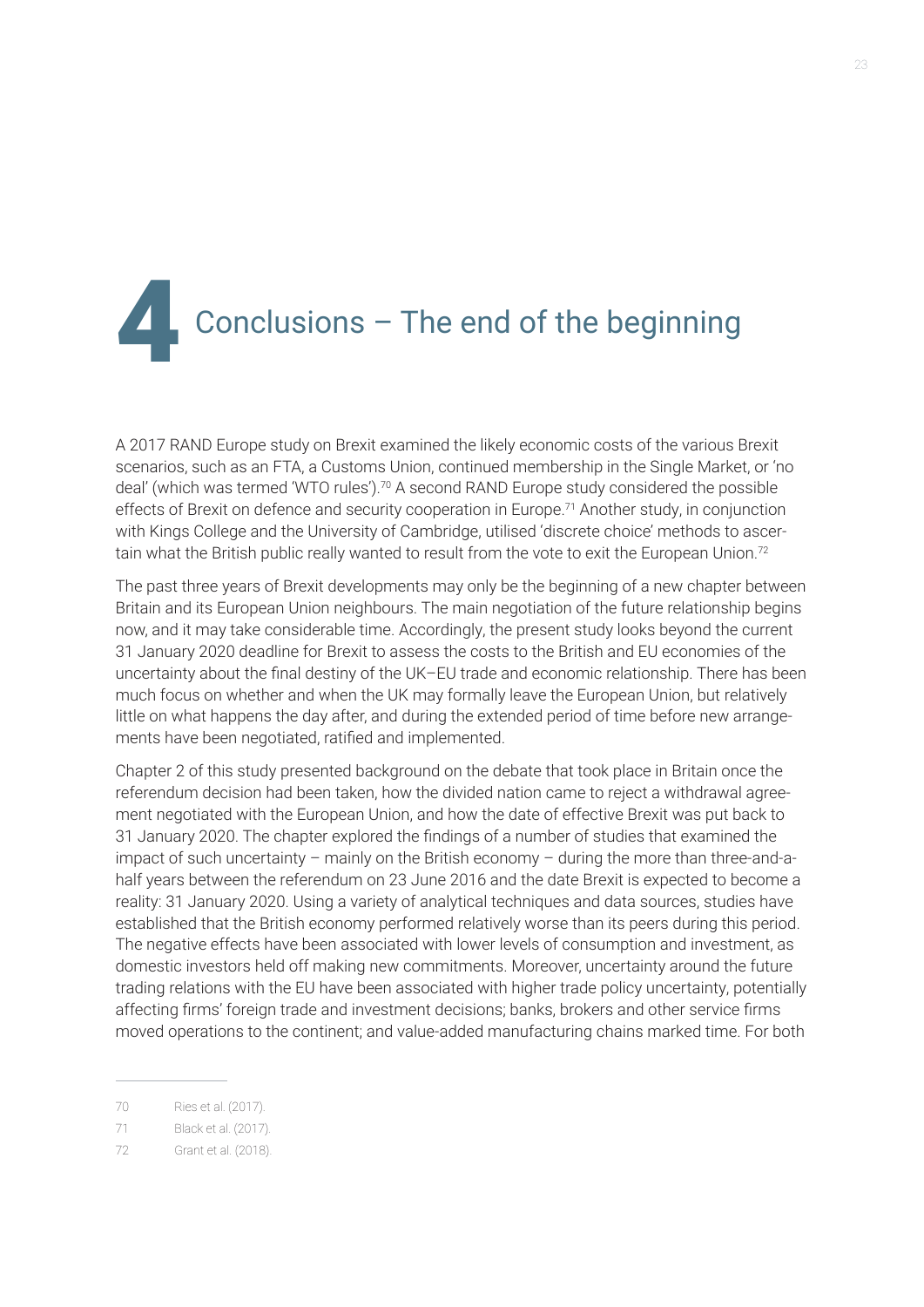# 4 Conclusions – The end of the beginning

A 2017 RAND Europe study on Brexit examined the likely economic costs of the various Brexit scenarios, such as an FTA, a Customs Union, continued membership in the Single Market, or 'no deal' (which was termed 'WTO rules').[70] A second RAND Europe study considered the possible effects of Brexit on defence and security cooperation in Europe.[71] Another study, in conjunction with Kings College and the University of Cambridge, utilised 'discrete choice' methods to ascertain what the British public really wanted to result from the vote to exit the European Union.[72]

The past three years of Brexit developments may only be the beginning of a new chapter between Britain and its European Union neighbours. The main negotiation of the future relationship begins now, and it may take considerable time. Accordingly, the present study looks beyond the current 31 January 2020 deadline for Brexit to assess the costs to the British and EU economies of the uncertainty about the final destiny of the UK–EU trade and economic relationship. There has been much focus on whether and when the UK may formally leave the European Union, but relatively little on what happens the day after, and during the extended period of time before new arrangements have been negotiated, ratified and implemented.

Chapter 2 of this study presented background on the debate that took place in Britain once the referendum decision had been taken, how the divided nation came to reject a withdrawal agreement negotiated with the European Union, and how the date of effective Brexit was put back to 31 January 2020. The chapter explored the findings of a number of studies that examined the impact of such uncertainty – mainly on the British economy – during the more than three-and-a-half years between the referendum on 23 June 2016 and the date Brexit is expected to become a reality: 31 January 2020. Using a variety of analytical techniques and data sources, studies have established that the British economy performed relatively worse than its peers during this period. The negative effects have been associated with lower levels of consumption and investment, as domestic investors held off making new commitments. Moreover, uncertainty around the future trading relations with the EU have been associated with higher trade policy uncertainty, potentially affecting firms' foreign trade and investment decisions; banks, brokers and other service firms moved operations to the continent; and value-added manufacturing chains marked time. For both

---

70 Ries et al. (2017).

71 Black et al. (2017).

72 Grant et al. (2018).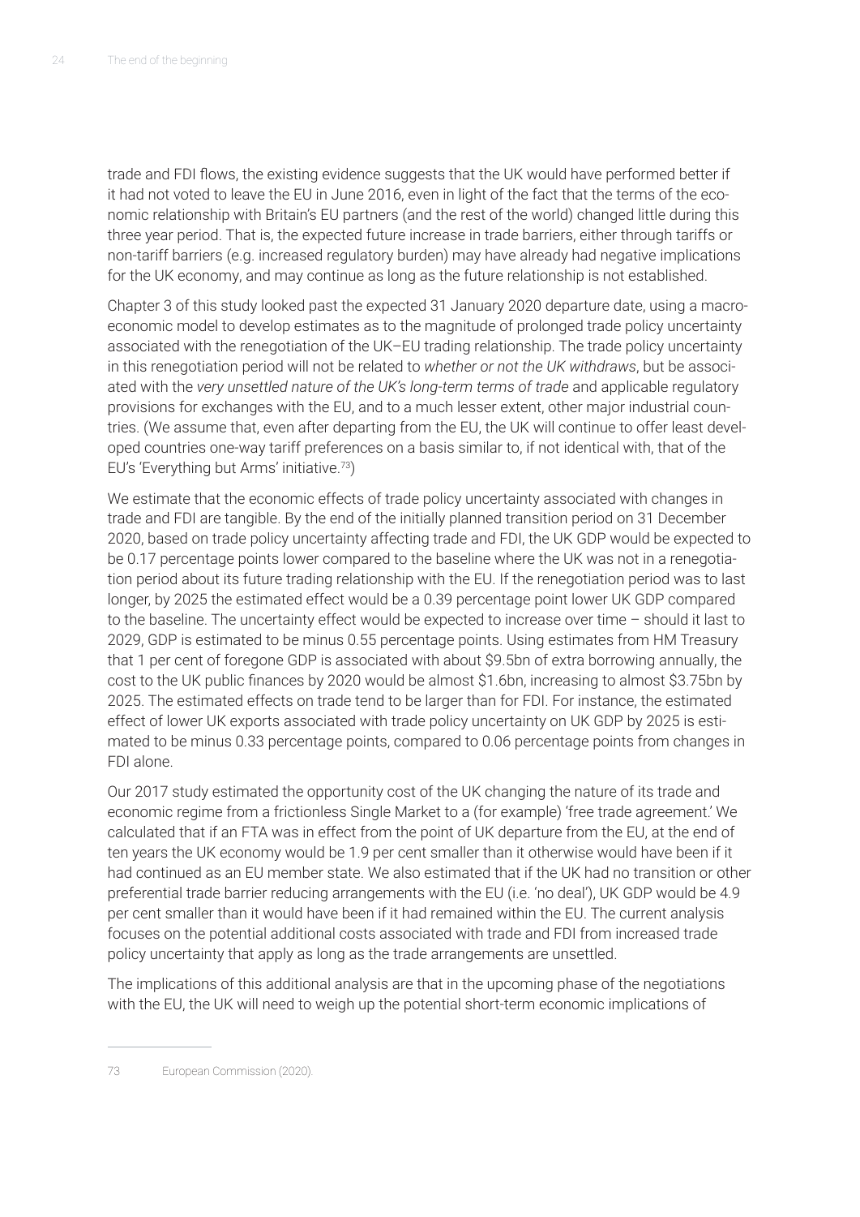trade and FDI flows, the existing evidence suggests that the UK would have performed better if it had not voted to leave the EU in June 2016, even in light of the fact that the terms of the economic relationship with Britain's EU partners (and the rest of the world) changed little during this three year period. That is, the expected future increase in trade barriers, either through tariffs or non-tariff barriers (e.g. increased regulatory burden) may have already had negative implications for the UK economy, and may continue as long as the future relationship is not established.

Chapter 3 of this study looked past the expected 31 January 2020 departure date, using a macroeconomic model to develop estimates as to the magnitude of prolonged trade policy uncertainty associated with the renegotiation of the UK–EU trading relationship. The trade policy uncertainty in this renegotiation period will not be related to *whether or not the UK withdraws*, but be associated with the *very unsettled nature of the UK's long-term terms of trade* and applicable regulatory provisions for exchanges with the EU, and to a much lesser extent, other major industrial countries. (We assume that, even after departing from the EU, the UK will continue to offer least developed countries one-way tariff preferences on a basis similar to, if not identical with, that of the EU's 'Everything but Arms' initiative.[73])

We estimate that the economic effects of trade policy uncertainty associated with changes in trade and FDI are tangible. By the end of the initially planned transition period on 31 December 2020, based on trade policy uncertainty affecting trade and FDI, the UK GDP would be expected to be 0.17 percentage points lower compared to the baseline where the UK was not in a renegotiation period about its future trading relationship with the EU. If the renegotiation period was to last longer, by 2025 the estimated effect would be a 0.39 percentage point lower UK GDP compared to the baseline. The uncertainty effect would be expected to increase over time – should it last to 2029, GDP is estimated to be minus 0.55 percentage points. Using estimates from HM Treasury that 1 per cent of foregone GDP is associated with about $9.5bn of extra borrowing annually, the cost to the UK public finances by 2020 would be almost $1.6bn, increasing to almost $3.75bn by 2025. The estimated effects on trade tend to be larger than for FDI. For instance, the estimated effect of lower UK exports associated with trade policy uncertainty on UK GDP by 2025 is estimated to be minus 0.33 percentage points, compared to 0.06 percentage points from changes in FDI alone.

Our 2017 study estimated the opportunity cost of the UK changing the nature of its trade and economic regime from a frictionless Single Market to a (for example) 'free trade agreement.' We calculated that if an FTA was in effect from the point of UK departure from the EU, at the end of ten years the UK economy would be 1.9 per cent smaller than it otherwise would have been if it had continued as an EU member state. We also estimated that if the UK had no transition or other preferential trade barrier reducing arrangements with the EU (i.e. 'no deal'), UK GDP would be 4.9 per cent smaller than it would have been if it had remained within the EU. The current analysis focuses on the potential additional costs associated with trade and FDI from increased trade policy uncertainty that apply as long as the trade arrangements are unsettled.

The implications of this additional analysis are that in the upcoming phase of the negotiations with the EU, the UK will need to weigh up the potential short-term economic implications of

---

73 European Commission (2020).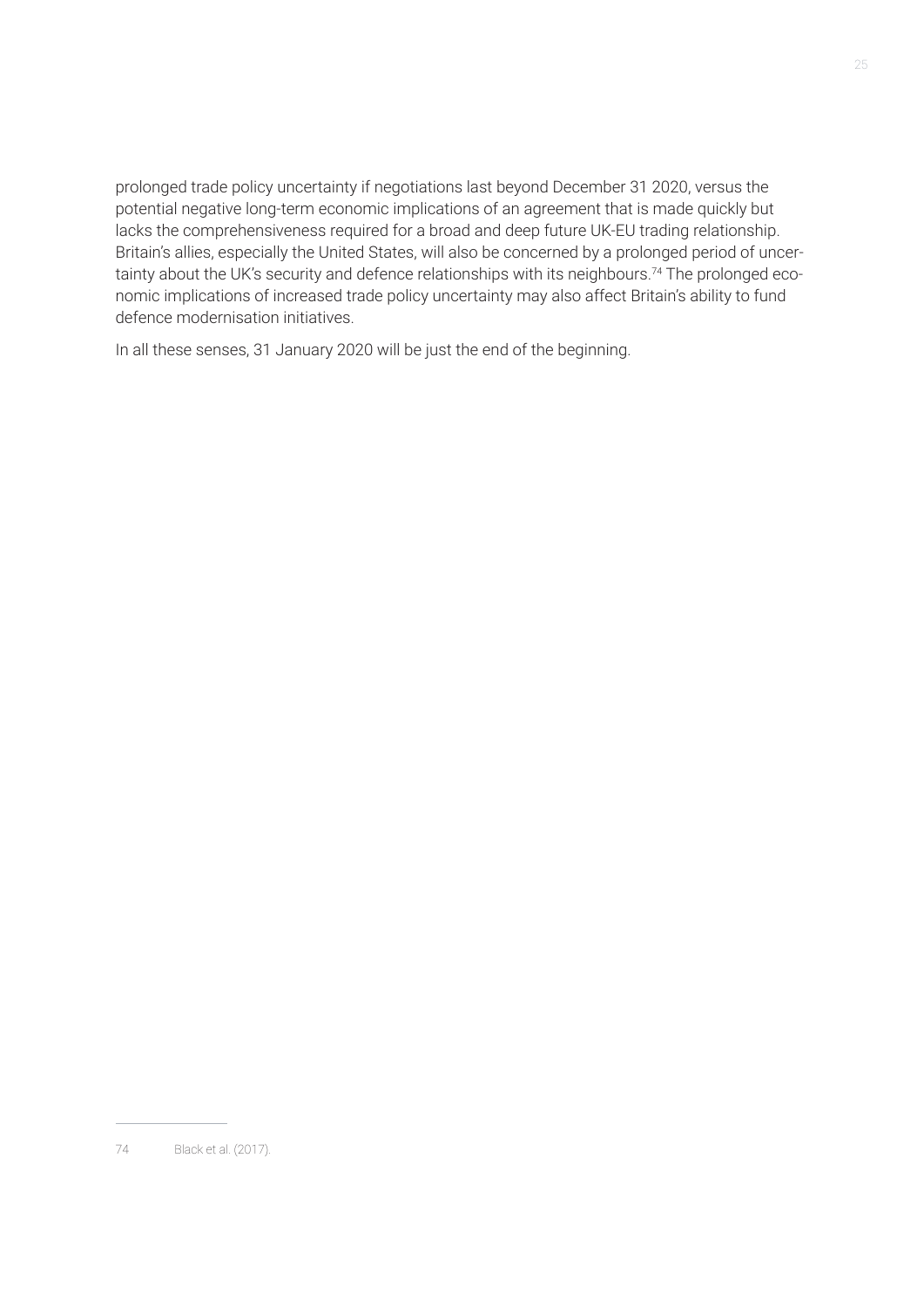prolonged trade policy uncertainty if negotiations last beyond December 31 2020, versus the potential negative long-term economic implications of an agreement that is made quickly but lacks the comprehensiveness required for a broad and deep future UK-EU trading relationship. Britain's allies, especially the United States, will also be concerned by a prolonged period of uncertainty about the UK's security and defence relationships with its neighbours.[74] The prolonged economic implications of increased trade policy uncertainty may also affect Britain's ability to fund defence modernisation initiatives.

In all these senses, 31 January 2020 will be just the end of the beginning.

---

74 Black et al. (2017).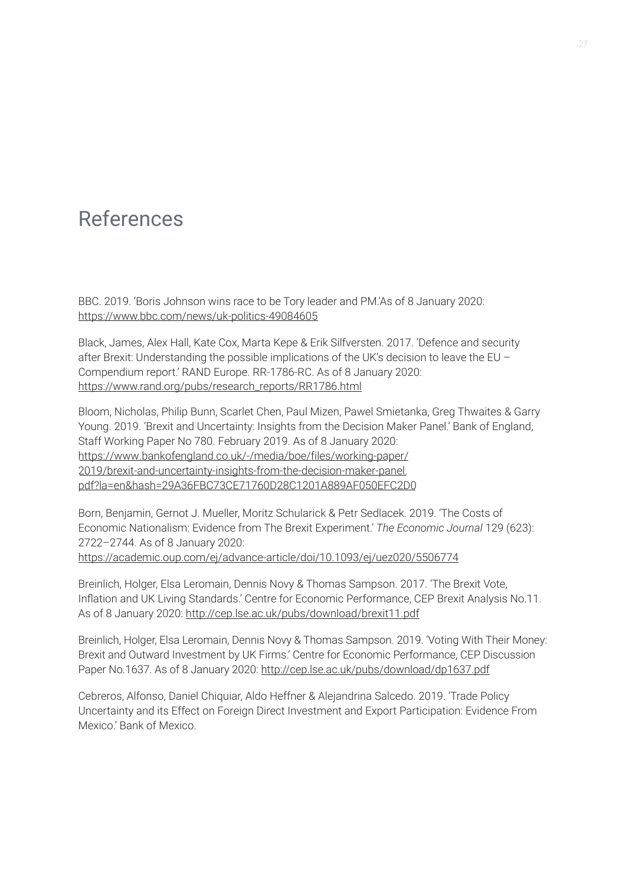# References

BBC. 2019. 'Boris Johnson wins race to be Tory leader and PM.'As of 8 January 2020: https://www.bbc.com/news/uk-politics-49084605

Black, James, Alex Hall, Kate Cox, Marta Kepe & Erik Silfversten. 2017. 'Defence and security after Brexit: Understanding the possible implications of the UK's decision to leave the EU – Compendium report.' RAND Europe. RR-1786-RC. As of 8 January 2020: https://www.rand.org/pubs/research_reports/RR1786.html

Bloom, Nicholas, Philip Bunn, Scarlet Chen, Paul Mizen, Pawel Smietanka, Greg Thwaites & Garry Young. 2019. 'Brexit and Uncertainty: Insights from the Decision Maker Panel.' Bank of England, Staff Working Paper No 780. February 2019. As of 8 January 2020: https://www.bankofengland.co.uk/-/media/boe/files/working-paper/2019/brexit-and-uncertainty-insights-from-the-decision-maker-panel.pdf?la=en&hash=29A36FBC73CE71760D28C1201A889AF050EFC2D0

Born, Benjamin, Gernot J. Mueller, Moritz Schularick & Petr Sedlacek. 2019. 'The Costs of Economic Nationalism: Evidence from The Brexit Experiment.' *The Economic Journal* 129 (623): 2722–2744. As of 8 January 2020: https://academic.oup.com/ej/advance-article/doi/10.1093/ej/uez020/5506774

Breinlich, Holger, Elsa Leromain, Dennis Novy & Thomas Sampson. 2017. 'The Brexit Vote, Inflation and UK Living Standards.' Centre for Economic Performance, CEP Brexit Analysis No.11. As of 8 January 2020: http://cep.lse.ac.uk/pubs/download/brexit11.pdf

Breinlich, Holger, Elsa Leromain, Dennis Novy & Thomas Sampson. 2019. 'Voting With Their Money: Brexit and Outward Investment by UK Firms.' Centre for Economic Performance, CEP Discussion Paper No.1637. As of 8 January 2020: http://cep.lse.ac.uk/pubs/download/dp1637.pdf

Cebreros, Alfonso, Daniel Chiquiar, Aldo Heffner & Alejandrina Salcedo. 2019. 'Trade Policy Uncertainty and its Effect on Foreign Direct Investment and Export Participation: Evidence From Mexico.' Bank of Mexico.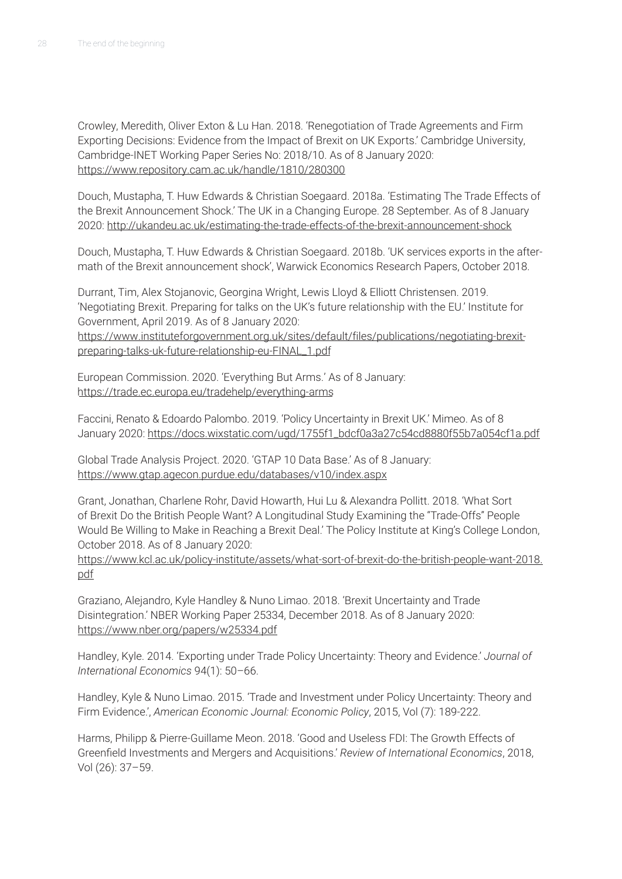Crowley, Meredith, Oliver Exton & Lu Han. 2018. 'Renegotiation of Trade Agreements and Firm Exporting Decisions: Evidence from the Impact of Brexit on UK Exports.' Cambridge University, Cambridge-INET Working Paper Series No: 2018/10. As of 8 January 2020: https://www.repository.cam.ac.uk/handle/1810/280300

Douch, Mustapha, T. Huw Edwards & Christian Soegaard. 2018a. 'Estimating The Trade Effects of the Brexit Announcement Shock.' The UK in a Changing Europe. 28 September. As of 8 January 2020: http://ukandeu.ac.uk/estimating-the-trade-effects-of-the-brexit-announcement-shock

Douch, Mustapha, T. Huw Edwards & Christian Soegaard. 2018b. 'UK services exports in the aftermath of the Brexit announcement shock', Warwick Economics Research Papers, October 2018.

Durrant, Tim, Alex Stojanovic, Georgina Wright, Lewis Lloyd & Elliott Christensen. 2019. 'Negotiating Brexit. Preparing for talks on the UK's future relationship with the EU.' Institute for Government, April 2019. As of 8 January 2020: https://www.instituteforgovernment.org.uk/sites/default/files/publications/negotiating-brexit-preparing-talks-uk-future-relationship-eu-FINAL_1.pdf

European Commission. 2020. 'Everything But Arms.' As of 8 January: https://trade.ec.europa.eu/tradehelp/everything-arms

Faccini, Renato & Edoardo Palombo. 2019. 'Policy Uncertainty in Brexit UK.' Mimeo. As of 8 January 2020: https://docs.wixstatic.com/ugd/1755f1_bdcf0a3a27c54cd8880f55b7a054cf1a.pdf

Global Trade Analysis Project. 2020. 'GTAP 10 Data Base.' As of 8 January: https://www.gtap.agecon.purdue.edu/databases/v10/index.aspx

Grant, Jonathan, Charlene Rohr, David Howarth, Hui Lu & Alexandra Pollitt. 2018. 'What Sort of Brexit Do the British People Want? A Longitudinal Study Examining the "Trade-Offs" People Would Be Willing to Make in Reaching a Brexit Deal.' The Policy Institute at King's College London, October 2018. As of 8 January 2020: https://www.kcl.ac.uk/policy-institute/assets/what-sort-of-brexit-do-the-british-people-want-2018.pdf

Graziano, Alejandro, Kyle Handley & Nuno Limao. 2018. 'Brexit Uncertainty and Trade Disintegration.' NBER Working Paper 25334, December 2018. As of 8 January 2020: https://www.nber.org/papers/w25334.pdf

Handley, Kyle. 2014. 'Exporting under Trade Policy Uncertainty: Theory and Evidence.' *Journal of International Economics* 94(1): 50–66.

Handley, Kyle & Nuno Limao. 2015. 'Trade and Investment under Policy Uncertainty: Theory and Firm Evidence.', *American Economic Journal: Economic Policy*, 2015, Vol (7): 189-222.

Harms, Philipp & Pierre-Guillame Meon. 2018. 'Good and Useless FDI: The Growth Effects of Greenfield Investments and Mergers and Acquisitions.' *Review of International Economics*, 2018, Vol (26): 37–59.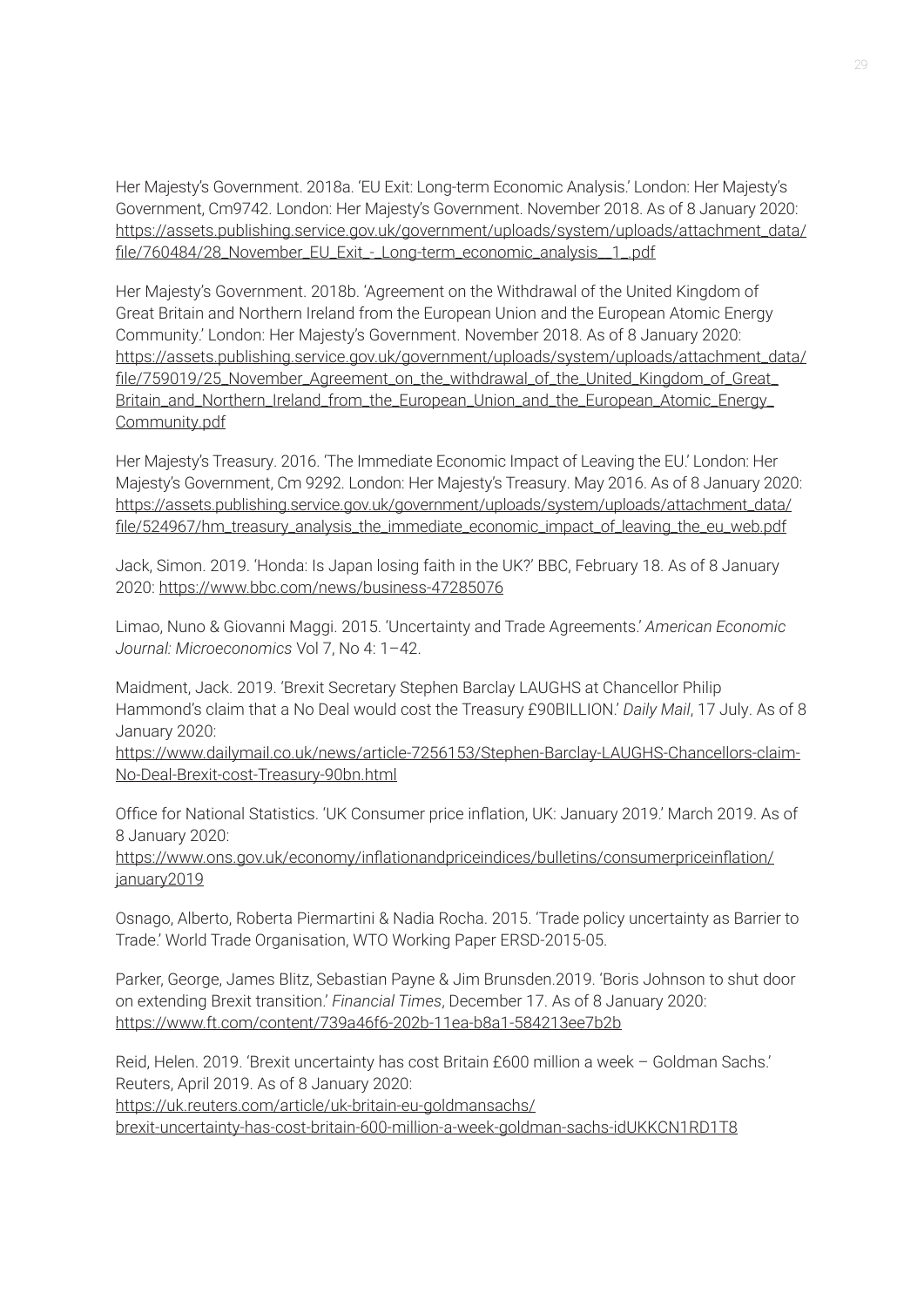Her Majesty's Government. 2018a. 'EU Exit: Long-term Economic Analysis.' London: Her Majesty's Government, Cm9742. London: Her Majesty's Government. November 2018. As of 8 January 2020: https://assets.publishing.service.gov.uk/government/uploads/system/uploads/attachment_data/file/760484/28_November_EU_Exit_-_Long-term_economic_analysis__1_.pdf

Her Majesty's Government. 2018b. 'Agreement on the Withdrawal of the United Kingdom of Great Britain and Northern Ireland from the European Union and the European Atomic Energy Community.' London: Her Majesty's Government. November 2018. As of 8 January 2020: https://assets.publishing.service.gov.uk/government/uploads/system/uploads/attachment_data/file/759019/25_November_Agreement_on_the_withdrawal_of_the_United_Kingdom_of_Great_Britain_and_Northern_Ireland_from_the_European_Union_and_the_European_Atomic_Energy_Community.pdf

Her Majesty's Treasury. 2016. 'The Immediate Economic Impact of Leaving the EU.' London: Her Majesty's Government, Cm 9292. London: Her Majesty's Treasury. May 2016. As of 8 January 2020: https://assets.publishing.service.gov.uk/government/uploads/system/uploads/attachment_data/file/524967/hm_treasury_analysis_the_immediate_economic_impact_of_leaving_the_eu_web.pdf

Jack, Simon. 2019. 'Honda: Is Japan losing faith in the UK?' BBC, February 18. As of 8 January 2020: https://www.bbc.com/news/business-47285076

Limao, Nuno & Giovanni Maggi. 2015. 'Uncertainty and Trade Agreements.' *American Economic Journal: Microeconomics* Vol 7, No 4: 1–42.

Maidment, Jack. 2019. 'Brexit Secretary Stephen Barclay LAUGHS at Chancellor Philip Hammond's claim that a No Deal would cost the Treasury £90BILLION.' *Daily Mail*, 17 July. As of 8 January 2020: https://www.dailymail.co.uk/news/article-7256153/Stephen-Barclay-LAUGHS-Chancellors-claim-No-Deal-Brexit-cost-Treasury-90bn.html

Office for National Statistics. 'UK Consumer price inflation, UK: January 2019.' March 2019. As of 8 January 2020: https://www.ons.gov.uk/economy/inflationandpriceindices/bulletins/consumerpriceinflation/january2019

Osnago, Alberto, Roberta Piermartini & Nadia Rocha. 2015. 'Trade policy uncertainty as Barrier to Trade.' World Trade Organisation, WTO Working Paper ERSD-2015-05.

Parker, George, James Blitz, Sebastian Payne & Jim Brunsden.2019. 'Boris Johnson to shut door on extending Brexit transition.' *Financial Times*, December 17. As of 8 January 2020: https://www.ft.com/content/739a46f6-202b-11ea-b8a1-584213ee7b2b

Reid, Helen. 2019. 'Brexit uncertainty has cost Britain £600 million a week – Goldman Sachs.' Reuters, April 2019. As of 8 January 2020: https://uk.reuters.com/article/uk-britain-eu-goldmansachs/brexit-uncertainty-has-cost-britain-600-million-a-week-goldman-sachs-idUKKCN1RD1T8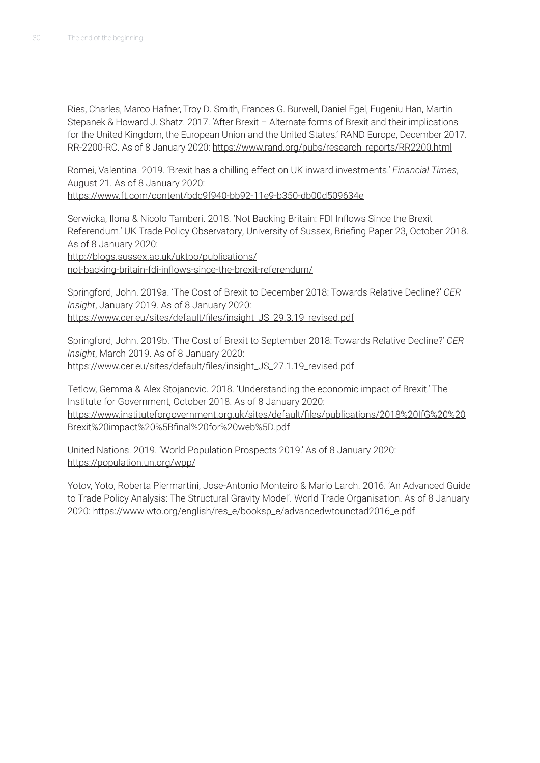Ries, Charles, Marco Hafner, Troy D. Smith, Frances G. Burwell, Daniel Egel, Eugeniu Han, Martin Stepanek & Howard J. Shatz. 2017. 'After Brexit – Alternate forms of Brexit and their implications for the United Kingdom, the European Union and the United States.' RAND Europe, December 2017. RR-2200-RC. As of 8 January 2020: https://www.rand.org/pubs/research_reports/RR2200.html

Romei, Valentina. 2019. 'Brexit has a chilling effect on UK inward investments.' *Financial Times*, August 21. As of 8 January 2020:
https://www.ft.com/content/bdc9f940-bb92-11e9-b350-db00d509634e

Serwicka, Ilona & Nicolo Tamberi. 2018. 'Not Backing Britain: FDI Inflows Since the Brexit Referendum.' UK Trade Policy Observatory, University of Sussex, Briefing Paper 23, October 2018. As of 8 January 2020:
http://blogs.sussex.ac.uk/uktpo/publications/not-backing-britain-fdi-inflows-since-the-brexit-referendum/

Springford, John. 2019a. 'The Cost of Brexit to December 2018: Towards Relative Decline?' *CER Insight*, January 2019. As of 8 January 2020:
https://www.cer.eu/sites/default/files/insight_JS_29.3.19_revised.pdf

Springford, John. 2019b. 'The Cost of Brexit to September 2018: Towards Relative Decline?' *CER Insight*, March 2019. As of 8 January 2020:
https://www.cer.eu/sites/default/files/insight_JS_27.1.19_revised.pdf

Tetlow, Gemma & Alex Stojanovic. 2018. 'Understanding the economic impact of Brexit.' The Institute for Government, October 2018. As of 8 January 2020:
https://www.instituteforgovernment.org.uk/sites/default/files/publications/2018%20IfG%20%20Brexit%20impact%20%5Bfinal%20for%20web%5D.pdf

United Nations. 2019. 'World Population Prospects 2019.' As of 8 January 2020:
https://population.un.org/wpp/

Yotov, Yoto, Roberta Piermartini, Jose-Antonio Monteiro & Mario Larch. 2016. 'An Advanced Guide to Trade Policy Analysis: The Structural Gravity Model'. World Trade Organisation. As of 8 January 2020: https://www.wto.org/english/res_e/booksp_e/advancedwtounctad2016_e.pdf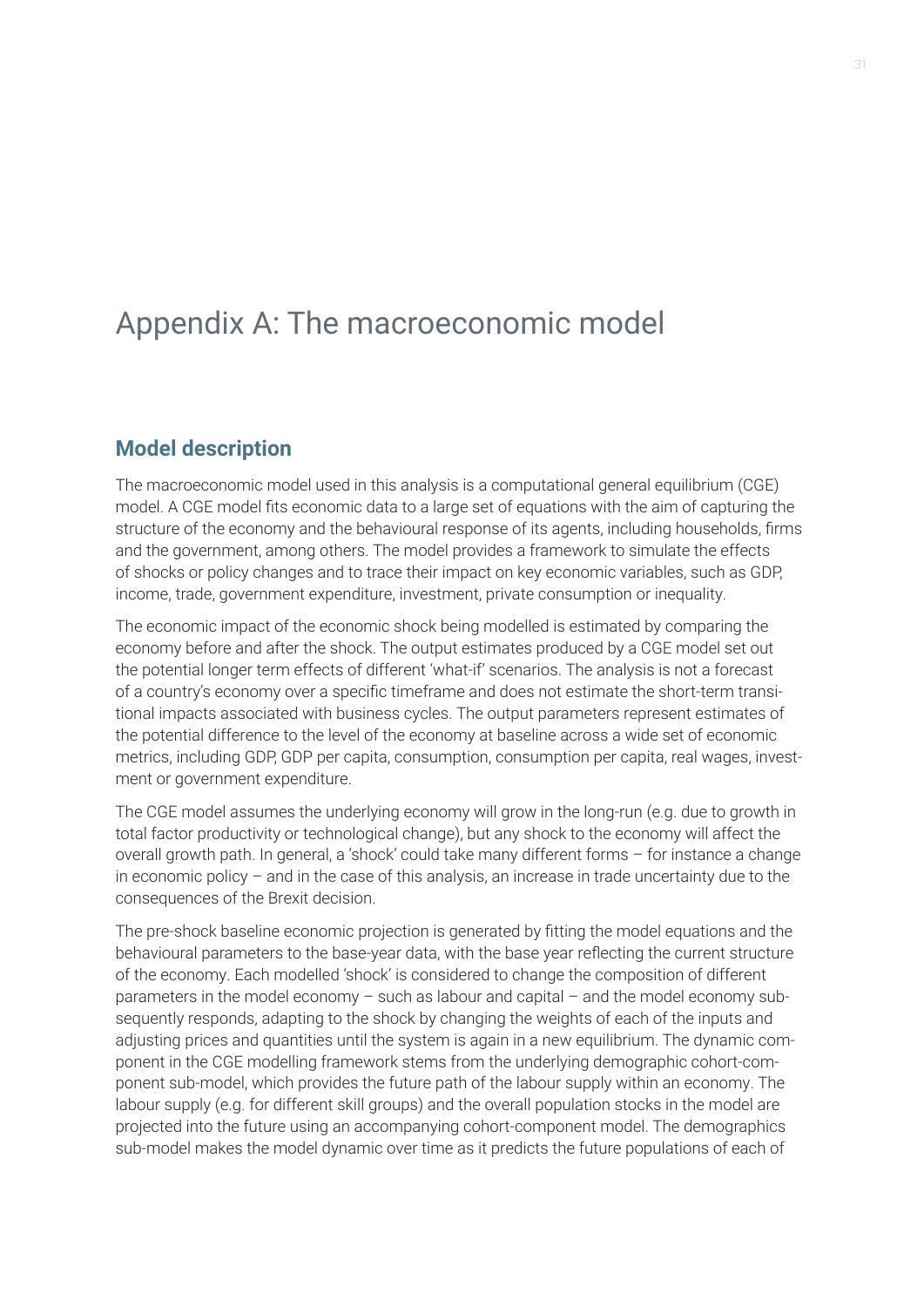# Appendix A: The macroeconomic model

## Model description

The macroeconomic model used in this analysis is a computational general equilibrium (CGE) model. A CGE model fits economic data to a large set of equations with the aim of capturing the structure of the economy and the behavioural response of its agents, including households, firms and the government, among others. The model provides a framework to simulate the effects of shocks or policy changes and to trace their impact on key economic variables, such as GDP, income, trade, government expenditure, investment, private consumption or inequality.

The economic impact of the economic shock being modelled is estimated by comparing the economy before and after the shock. The output estimates produced by a CGE model set out the potential longer term effects of different 'what-if' scenarios. The analysis is not a forecast of a country's economy over a specific timeframe and does not estimate the short-term transitional impacts associated with business cycles. The output parameters represent estimates of the potential difference to the level of the economy at baseline across a wide set of economic metrics, including GDP, GDP per capita, consumption, consumption per capita, real wages, investment or government expenditure.

The CGE model assumes the underlying economy will grow in the long-run (e.g. due to growth in total factor productivity or technological change), but any shock to the economy will affect the overall growth path. In general, a 'shock' could take many different forms – for instance a change in economic policy – and in the case of this analysis, an increase in trade uncertainty due to the consequences of the Brexit decision.

The pre-shock baseline economic projection is generated by fitting the model equations and the behavioural parameters to the base-year data, with the base year reflecting the current structure of the economy. Each modelled 'shock' is considered to change the composition of different parameters in the model economy – such as labour and capital – and the model economy subsequently responds, adapting to the shock by changing the weights of each of the inputs and adjusting prices and quantities until the system is again in a new equilibrium. The dynamic component in the CGE modelling framework stems from the underlying demographic cohort-component sub-model, which provides the future path of the labour supply within an economy. The labour supply (e.g. for different skill groups) and the overall population stocks in the model are projected into the future using an accompanying cohort-component model. The demographics sub-model makes the model dynamic over time as it predicts the future populations of each of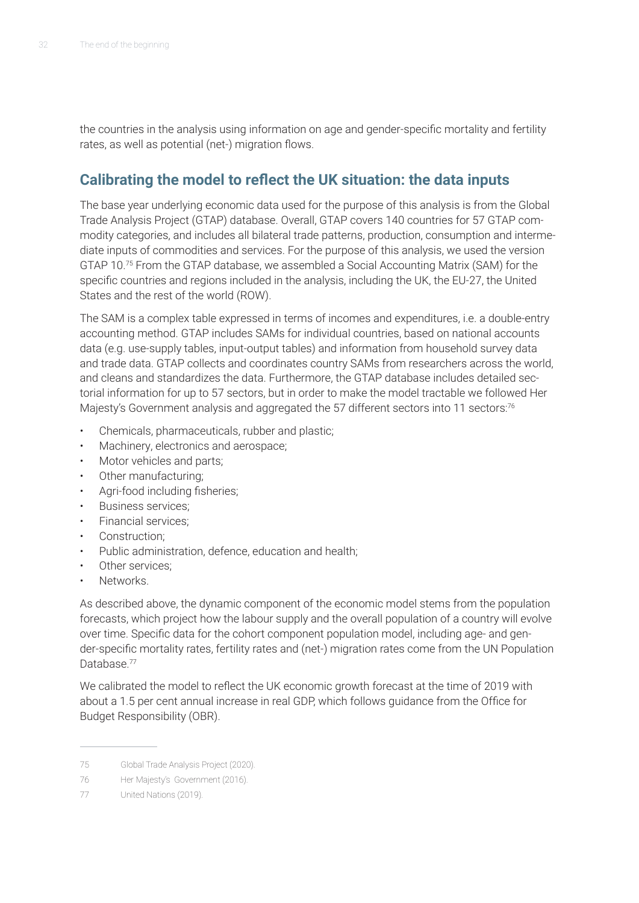the countries in the analysis using information on age and gender-specific mortality and fertility rates, as well as potential (net-) migration flows.

## Calibrating the model to reflect the UK situation: the data inputs

The base year underlying economic data used for the purpose of this analysis is from the Global Trade Analysis Project (GTAP) database. Overall, GTAP covers 140 countries for 57 GTAP commodity categories, and includes all bilateral trade patterns, production, consumption and intermediate inputs of commodities and services. For the purpose of this analysis, we used the version GTAP 10.[75] From the GTAP database, we assembled a Social Accounting Matrix (SAM) for the specific countries and regions included in the analysis, including the UK, the EU-27, the United States and the rest of the world (ROW).

The SAM is a complex table expressed in terms of incomes and expenditures, i.e. a double-entry accounting method. GTAP includes SAMs for individual countries, based on national accounts data (e.g. use-supply tables, input-output tables) and information from household survey data and trade data. GTAP collects and coordinates country SAMs from researchers across the world, and cleans and standardizes the data. Furthermore, the GTAP database includes detailed sectorial information for up to 57 sectors, but in order to make the model tractable we followed Her Majesty's Government analysis and aggregated the 57 different sectors into 11 sectors:[76]

- Chemicals, pharmaceuticals, rubber and plastic;
- Machinery, electronics and aerospace;
- Motor vehicles and parts;
- Other manufacturing;
- Agri-food including fisheries;
- Business services;
- Financial services;
- Construction;
- Public administration, defence, education and health;
- Other services;
- Networks.

As described above, the dynamic component of the economic model stems from the population forecasts, which project how the labour supply and the overall population of a country will evolve over time. Specific data for the cohort component population model, including age- and gender-specific mortality rates, fertility rates and (net-) migration rates come from the UN Population Database.[77]

We calibrated the model to reflect the UK economic growth forecast at the time of 2019 with about a 1.5 per cent annual increase in real GDP, which follows guidance from the Office for Budget Responsibility (OBR).

---

75 Global Trade Analysis Project (2020).

76 Her Majesty's Government (2016).

77 United Nations (2019).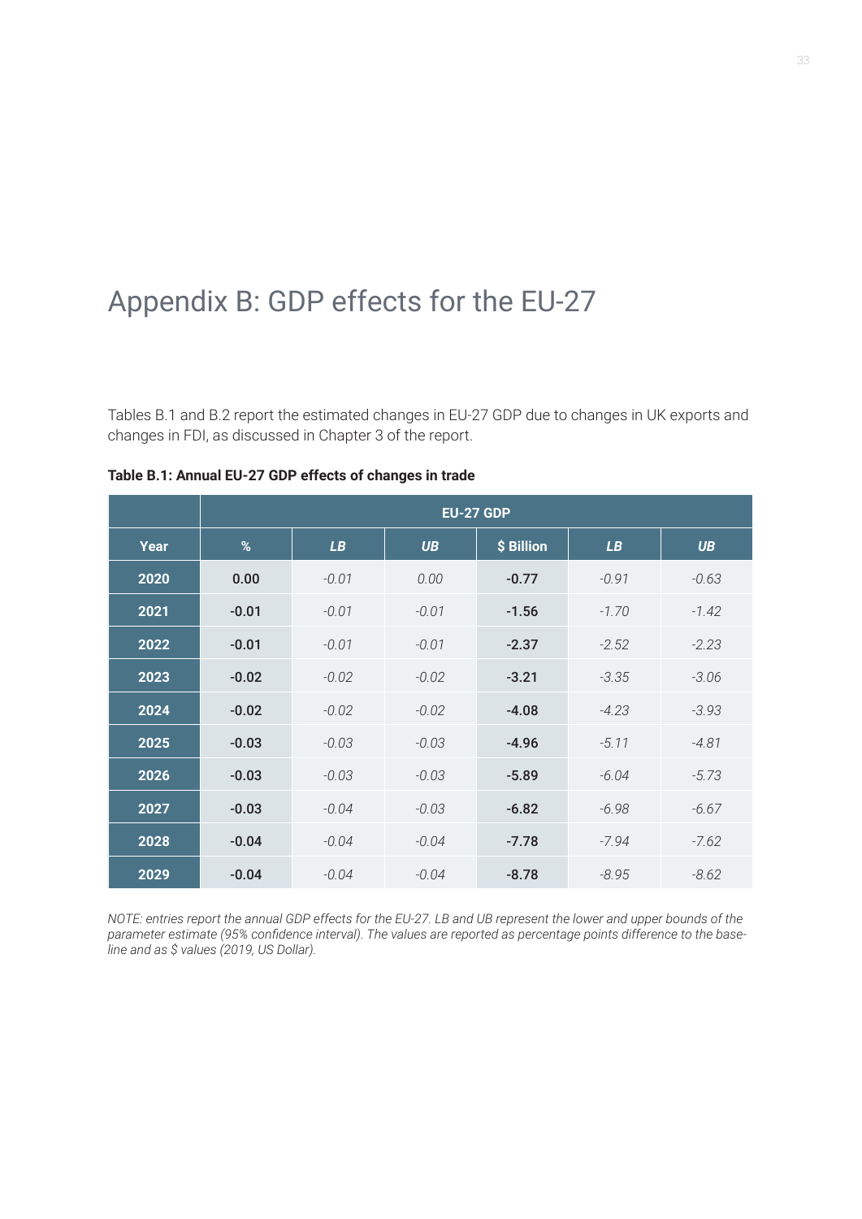# Appendix B: GDP effects for the EU-27

Tables B.1 and B.2 report the estimated changes in EU-27 GDP due to changes in UK exports and changes in FDI, as discussed in Chapter 3 of the report.

**Table B.1: Annual EU-27 GDP effects of changes in trade**

| | EU-27 GDP | | | | | |
|---|---|---|---|---|---|---|
| **Year** | **%** | ***LB*** | ***UB*** | **$ Billion** | ***LB*** | ***UB*** |
| **2020** | **0.00** | *-0.01* | *0.00* | **-0.77** | *-0.91* | *-0.63* |
| **2021** | **-0.01** | *-0.01* | *-0.01* | **-1.56** | *-1.70* | *-1.42* |
| **2022** | **-0.01** | *-0.01* | *-0.01* | **-2.37** | *-2.52* | *-2.23* |
| **2023** | **-0.02** | *-0.02* | *-0.02* | **-3.21** | *-3.35* | *-3.06* |
| **2024** | **-0.02** | *-0.02* | *-0.02* | **-4.08** | *-4.23* | *-3.93* |
| **2025** | **-0.03** | *-0.03* | *-0.03* | **-4.96** | *-5.11* | *-4.81* |
| **2026** | **-0.03** | *-0.03* | *-0.03* | **-5.89** | *-6.04* | *-5.73* |
| **2027** | **-0.03** | *-0.04* | *-0.03* | **-6.82** | *-6.98* | *-6.67* |
| **2028** | **-0.04** | *-0.04* | *-0.04* | **-7.78** | *-7.94* | *-7.62* |
| **2029** | **-0.04** | *-0.04* | *-0.04* | **-8.78** | *-8.95* | *-8.62* |

*NOTE: entries report the annual GDP effects for the EU-27. LB and UB represent the lower and upper bounds of the parameter estimate (95% confidence interval). The values are reported as percentage points difference to the baseline and as $ values (2019, US Dollar).*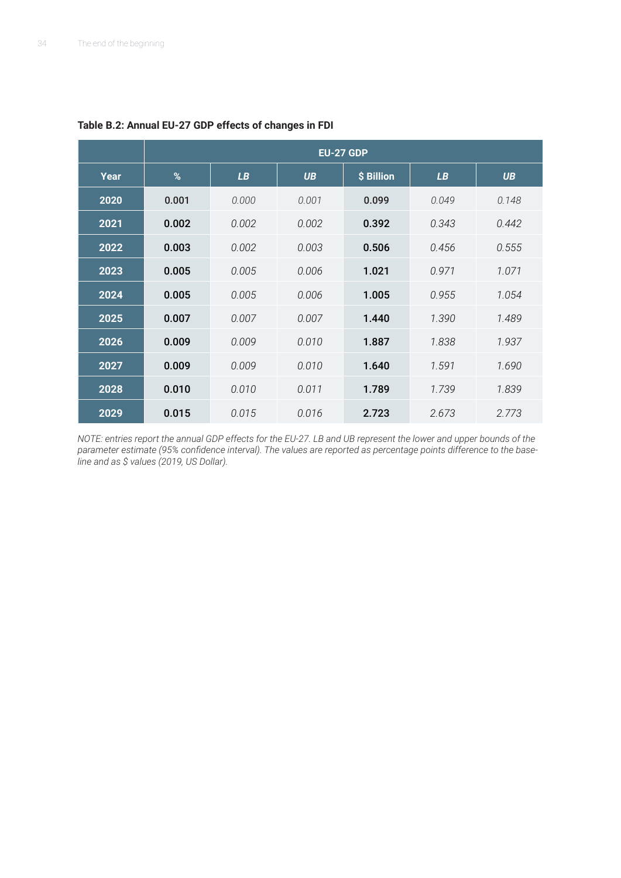**Table B.2: Annual EU-27 GDP effects of changes in FDI**

| | EU-27 GDP | | | | | |
|---|---|---|---|---|---|---|
| **Year** | **%** | ***LB*** | ***UB*** | **$ Billion** | ***LB*** | ***UB*** |
| **2020** | **0.001** | *0.000* | *0.001* | **0.099** | *0.049* | *0.148* |
| **2021** | **0.002** | *0.002* | *0.002* | **0.392** | *0.343* | *0.442* |
| **2022** | **0.003** | *0.002* | *0.003* | **0.506** | *0.456* | *0.555* |
| **2023** | **0.005** | *0.005* | *0.006* | **1.021** | *0.971* | *1.071* |
| **2024** | **0.005** | *0.005* | *0.006* | **1.005** | *0.955* | *1.054* |
| **2025** | **0.007** | *0.007* | *0.007* | **1.440** | *1.390* | *1.489* |
| **2026** | **0.009** | *0.009* | *0.010* | **1.887** | *1.838* | *1.937* |
| **2027** | **0.009** | *0.009* | *0.010* | **1.640** | *1.591* | *1.690* |
| **2028** | **0.010** | *0.010* | *0.011* | **1.789** | *1.739* | *1.839* |
| **2029** | **0.015** | *0.015* | *0.016* | **2.723** | *2.673* | *2.773* |

*NOTE: entries report the annual GDP effects for the EU-27. LB and UB represent the lower and upper bounds of the parameter estimate (95% confidence interval). The values are reported as percentage points difference to the baseline and as $ values (2019, US Dollar).*